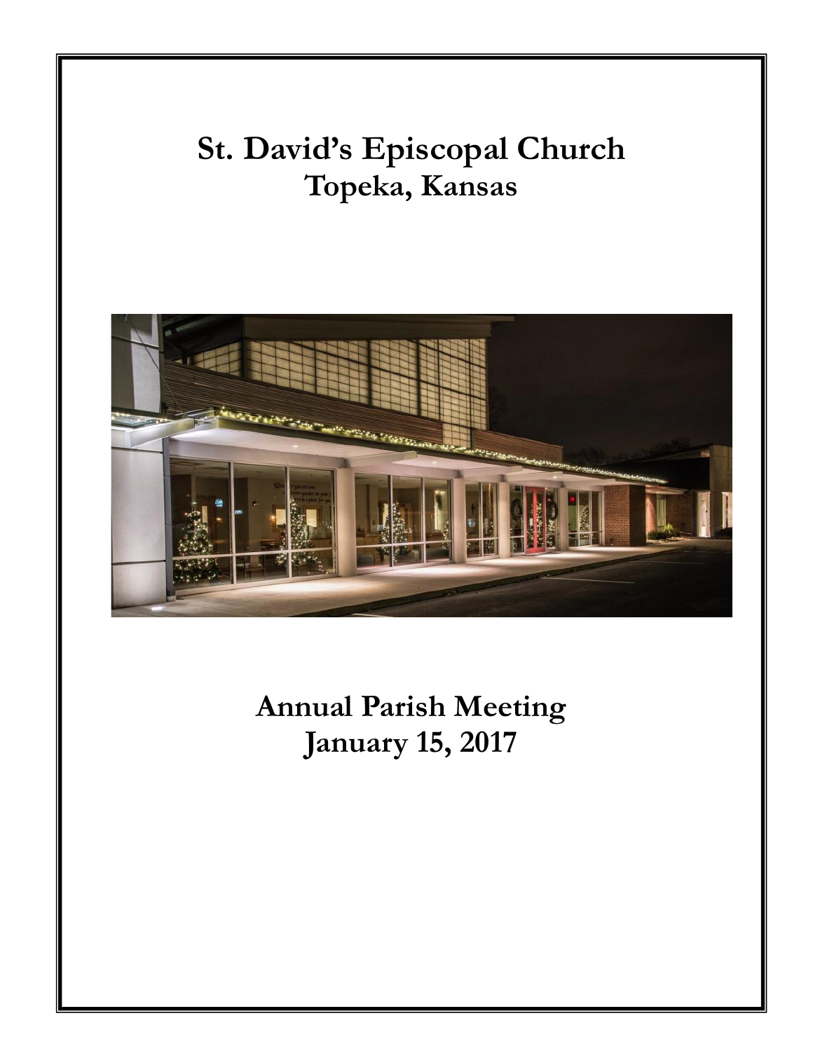# St. David's Episcopal Church
## Topeka, Kansas

## Annual Parish Meeting
## January 15, 2017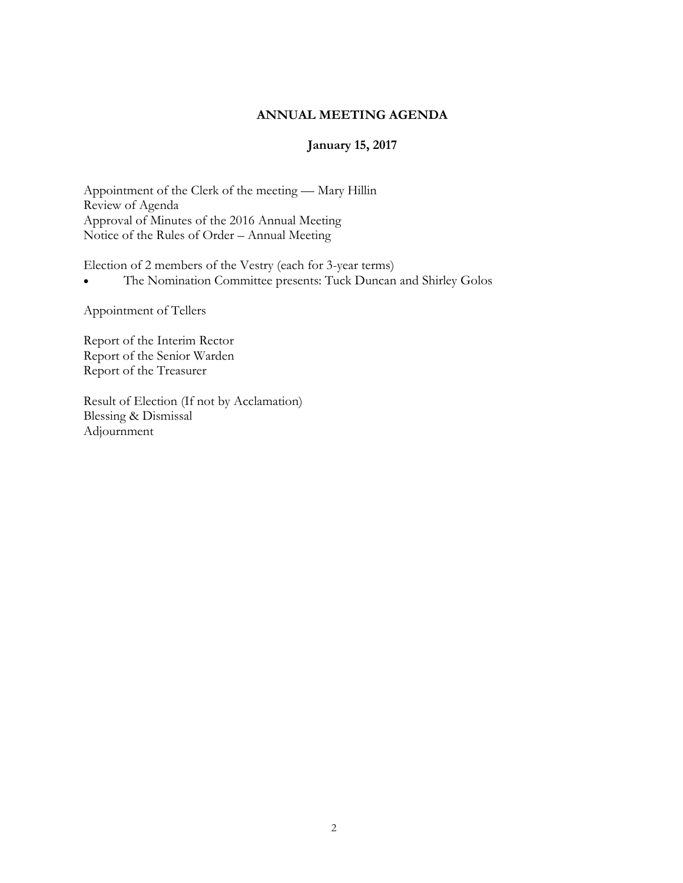## ANNUAL MEETING AGENDA

### January 15, 2017

Appointment of the Clerk of the meeting — Mary Hillin
Review of Agenda
Approval of Minutes of the 2016 Annual Meeting
Notice of the Rules of Order – Annual Meeting

Election of 2 members of the Vestry (each for 3-year terms)

- The Nomination Committee presents: Tuck Duncan and Shirley Golos

Appointment of Tellers

Report of the Interim Rector
Report of the Senior Warden
Report of the Treasurer

Result of Election (If not by Acclamation)
Blessing & Dismissal
Adjournment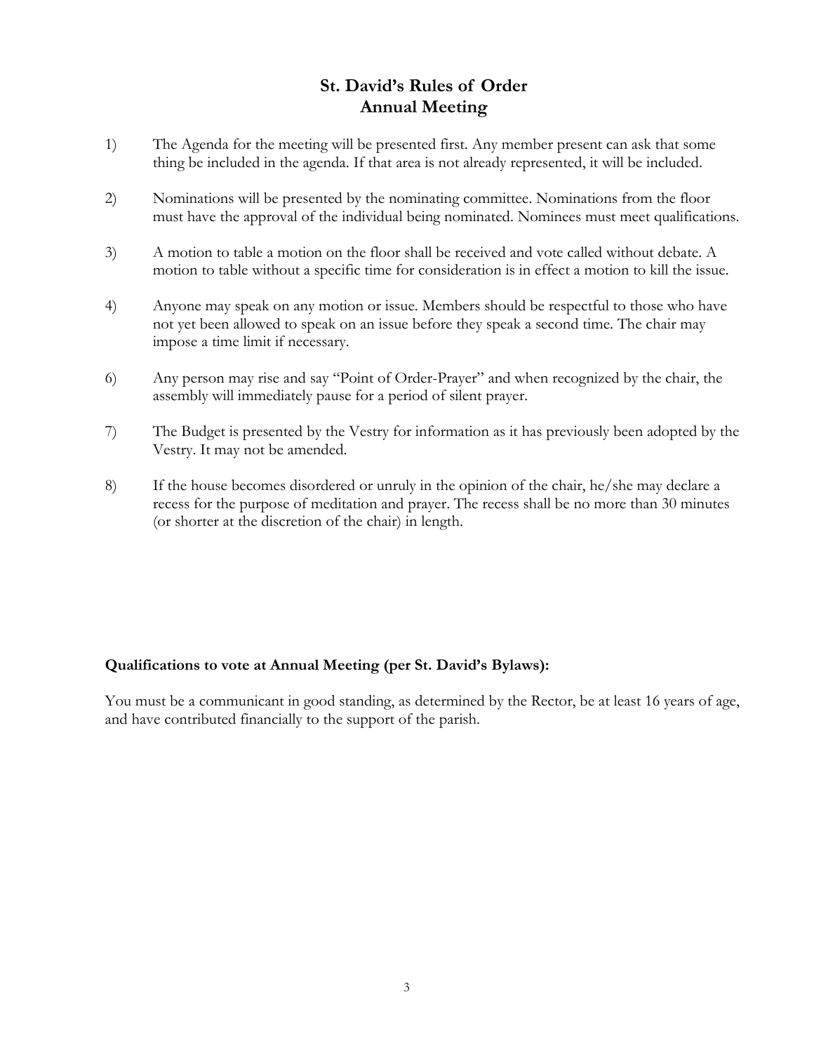# St. David's Rules of Order
## Annual Meeting

1) The Agenda for the meeting will be presented first. Any member present can ask that some thing be included in the agenda. If that area is not already represented, it will be included.

2) Nominations will be presented by the nominating committee. Nominations from the floor must have the approval of the individual being nominated. Nominees must meet qualifications.

3) A motion to table a motion on the floor shall be received and vote called without debate. A motion to table without a specific time for consideration is in effect a motion to kill the issue.

4) Anyone may speak on any motion or issue. Members should be respectful to those who have not yet been allowed to speak on an issue before they speak a second time. The chair may impose a time limit if necessary.

6) Any person may rise and say "Point of Order-Prayer" and when recognized by the chair, the assembly will immediately pause for a period of silent prayer.

7) The Budget is presented by the Vestry for information as it has previously been adopted by the Vestry. It may not be amended.

8) If the house becomes disordered or unruly in the opinion of the chair, he/she may declare a recess for the purpose of meditation and prayer. The recess shall be no more than 30 minutes (or shorter at the discretion of the chair) in length.

**Qualifications to vote at Annual Meeting (per St. David's Bylaws):**

You must be a communicant in good standing, as determined by the Rector, be at least 16 years of age, and have contributed financially to the support of the parish.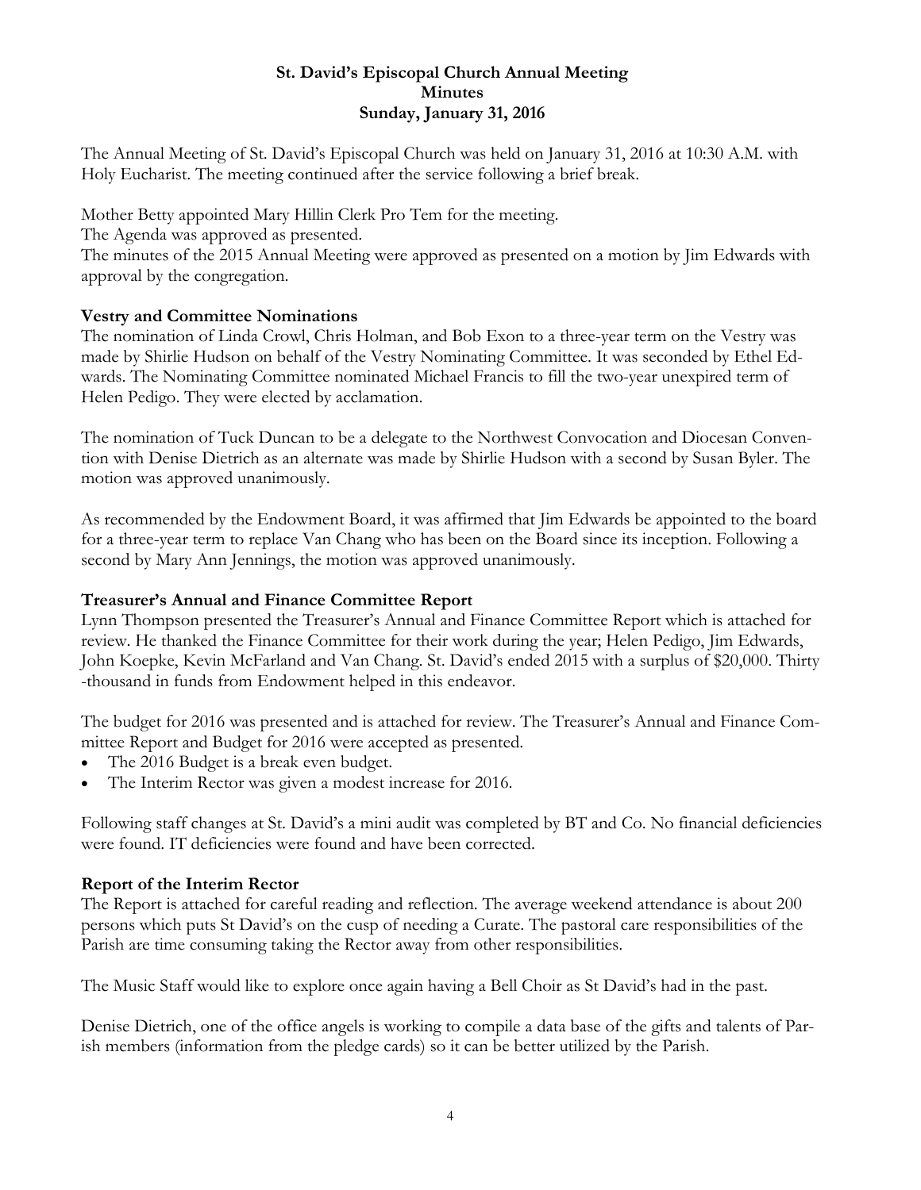# St. David's Episcopal Church Annual Meeting
## Minutes
## Sunday, January 31, 2016

The Annual Meeting of St. David's Episcopal Church was held on January 31, 2016 at 10:30 A.M. with Holy Eucharist. The meeting continued after the service following a brief break.

Mother Betty appointed Mary Hillin Clerk Pro Tem for the meeting.
The Agenda was approved as presented.
The minutes of the 2015 Annual Meeting were approved as presented on a motion by Jim Edwards with approval by the congregation.

**Vestry and Committee Nominations**
The nomination of Linda Crowl, Chris Holman, and Bob Exon to a three-year term on the Vestry was made by Shirlie Hudson on behalf of the Vestry Nominating Committee. It was seconded by Ethel Edwards. The Nominating Committee nominated Michael Francis to fill the two-year unexpired term of Helen Pedigo. They were elected by acclamation.

The nomination of Tuck Duncan to be a delegate to the Northwest Convocation and Diocesan Convention with Denise Dietrich as an alternate was made by Shirlie Hudson with a second by Susan Byler. The motion was approved unanimously.

As recommended by the Endowment Board, it was affirmed that Jim Edwards be appointed to the board for a three-year term to replace Van Chang who has been on the Board since its inception. Following a second by Mary Ann Jennings, the motion was approved unanimously.

**Treasurer's Annual and Finance Committee Report**
Lynn Thompson presented the Treasurer's Annual and Finance Committee Report which is attached for review. He thanked the Finance Committee for their work during the year; Helen Pedigo, Jim Edwards, John Koepke, Kevin McFarland and Van Chang. St. David's ended 2015 with a surplus of $20,000. Thirty-thousand in funds from Endowment helped in this endeavor.

The budget for 2016 was presented and is attached for review. The Treasurer's Annual and Finance Committee Report and Budget for 2016 were accepted as presented.

- The 2016 Budget is a break even budget.
- The Interim Rector was given a modest increase for 2016.

Following staff changes at St. David's a mini audit was completed by BT and Co. No financial deficiencies were found. IT deficiencies were found and have been corrected.

**Report of the Interim Rector**
The Report is attached for careful reading and reflection. The average weekend attendance is about 200 persons which puts St David's on the cusp of needing a Curate. The pastoral care responsibilities of the Parish are time consuming taking the Rector away from other responsibilities.

The Music Staff would like to explore once again having a Bell Choir as St David's had in the past.

Denise Dietrich, one of the office angels is working to compile a data base of the gifts and talents of Parish members (information from the pledge cards) so it can be better utilized by the Parish.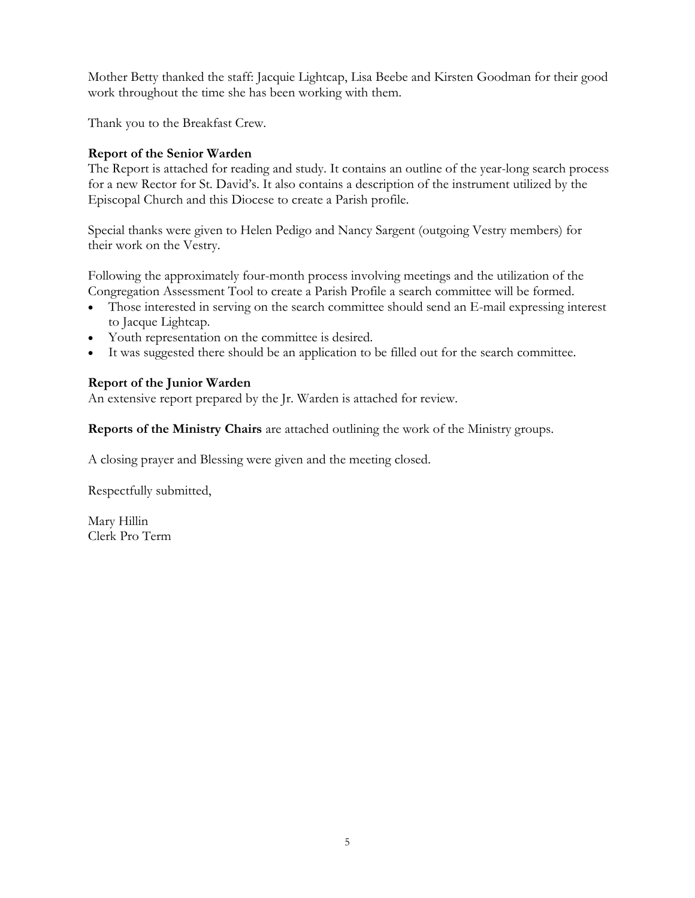Mother Betty thanked the staff: Jacquie Lightcap, Lisa Beebe and Kirsten Goodman for their good work throughout the time she has been working with them.

Thank you to the Breakfast Crew.

**Report of the Senior Warden**
The Report is attached for reading and study. It contains an outline of the year-long search process for a new Rector for St. David's. It also contains a description of the instrument utilized by the Episcopal Church and this Diocese to create a Parish profile.

Special thanks were given to Helen Pedigo and Nancy Sargent (outgoing Vestry members) for their work on the Vestry.

Following the approximately four-month process involving meetings and the utilization of the Congregation Assessment Tool to create a Parish Profile a search committee will be formed.

- Those interested in serving on the search committee should send an E-mail expressing interest to Jacque Lightcap.
- Youth representation on the committee is desired.
- It was suggested there should be an application to be filled out for the search committee.

**Report of the Junior Warden**
An extensive report prepared by the Jr. Warden is attached for review.

**Reports of the Ministry Chairs** are attached outlining the work of the Ministry groups.

A closing prayer and Blessing were given and the meeting closed.

Respectfully submitted,

Mary Hillin
Clerk Pro Term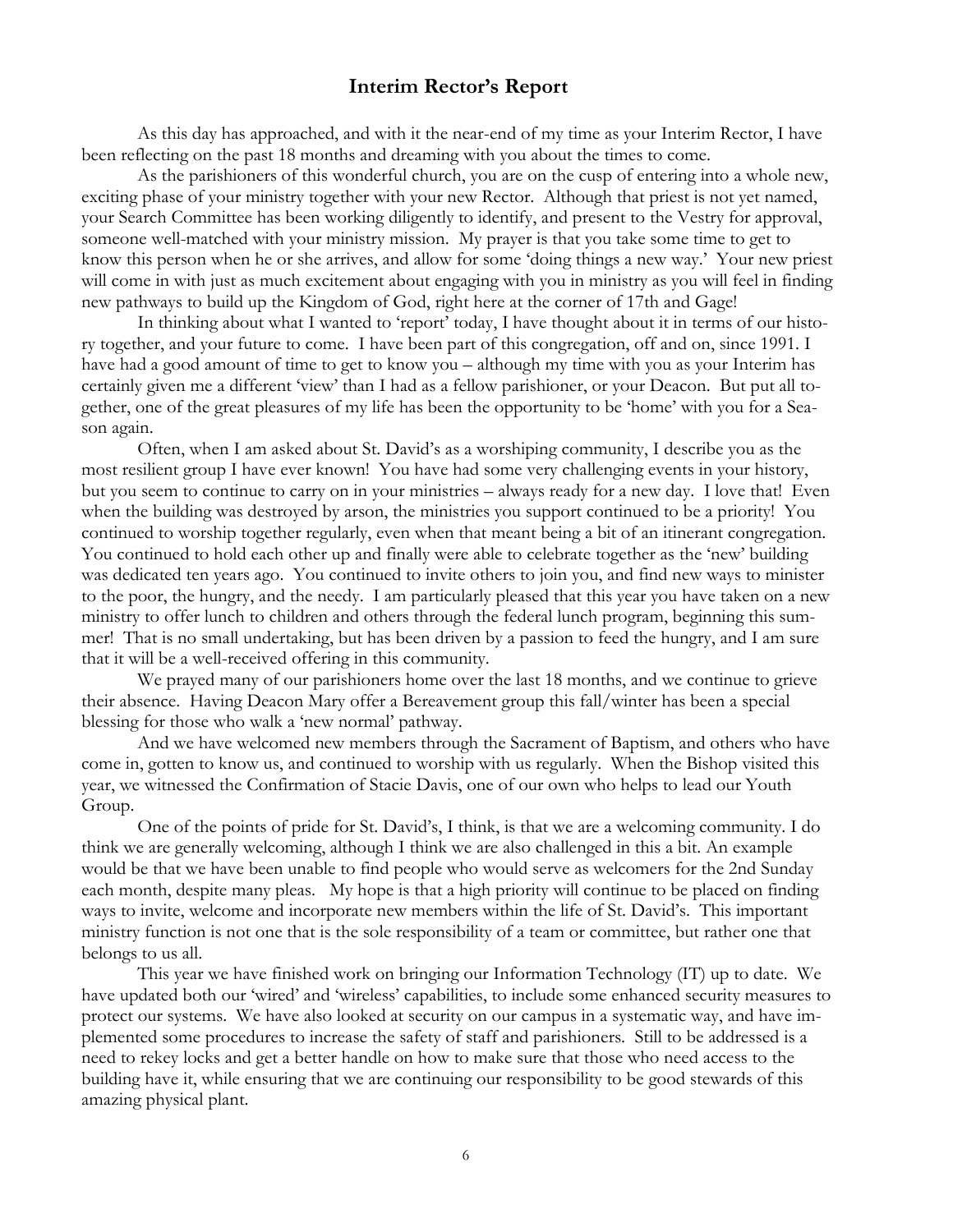## Interim Rector's Report

As this day has approached, and with it the near-end of my time as your Interim Rector, I have been reflecting on the past 18 months and dreaming with you about the times to come.

As the parishioners of this wonderful church, you are on the cusp of entering into a whole new, exciting phase of your ministry together with your new Rector. Although that priest is not yet named, your Search Committee has been working diligently to identify, and present to the Vestry for approval, someone well-matched with your ministry mission. My prayer is that you take some time to get to know this person when he or she arrives, and allow for some 'doing things a new way.' Your new priest will come in with just as much excitement about engaging with you in ministry as you will feel in finding new pathways to build up the Kingdom of God, right here at the corner of 17th and Gage!

In thinking about what I wanted to 'report' today, I have thought about it in terms of our history together, and your future to come. I have been part of this congregation, off and on, since 1991. I have had a good amount of time to get to know you – although my time with you as your Interim has certainly given me a different 'view' than I had as a fellow parishioner, or your Deacon. But put all together, one of the great pleasures of my life has been the opportunity to be 'home' with you for a Season again.

Often, when I am asked about St. David's as a worshiping community, I describe you as the most resilient group I have ever known! You have had some very challenging events in your history, but you seem to continue to carry on in your ministries – always ready for a new day. I love that! Even when the building was destroyed by arson, the ministries you support continued to be a priority! You continued to worship together regularly, even when that meant being a bit of an itinerant congregation. You continued to hold each other up and finally were able to celebrate together as the 'new' building was dedicated ten years ago. You continued to invite others to join you, and find new ways to minister to the poor, the hungry, and the needy. I am particularly pleased that this year you have taken on a new ministry to offer lunch to children and others through the federal lunch program, beginning this summer! That is no small undertaking, but has been driven by a passion to feed the hungry, and I am sure that it will be a well-received offering in this community.

We prayed many of our parishioners home over the last 18 months, and we continue to grieve their absence. Having Deacon Mary offer a Bereavement group this fall/winter has been a special blessing for those who walk a 'new normal' pathway.

And we have welcomed new members through the Sacrament of Baptism, and others who have come in, gotten to know us, and continued to worship with us regularly. When the Bishop visited this year, we witnessed the Confirmation of Stacie Davis, one of our own who helps to lead our Youth Group.

One of the points of pride for St. David's, I think, is that we are a welcoming community. I do think we are generally welcoming, although I think we are also challenged in this a bit. An example would be that we have been unable to find people who would serve as welcomers for the 2nd Sunday each month, despite many pleas. My hope is that a high priority will continue to be placed on finding ways to invite, welcome and incorporate new members within the life of St. David's. This important ministry function is not one that is the sole responsibility of a team or committee, but rather one that belongs to us all.

This year we have finished work on bringing our Information Technology (IT) up to date. We have updated both our 'wired' and 'wireless' capabilities, to include some enhanced security measures to protect our systems. We have also looked at security on our campus in a systematic way, and have implemented some procedures to increase the safety of staff and parishioners. Still to be addressed is a need to rekey locks and get a better handle on how to make sure that those who need access to the building have it, while ensuring that we are continuing our responsibility to be good stewards of this amazing physical plant.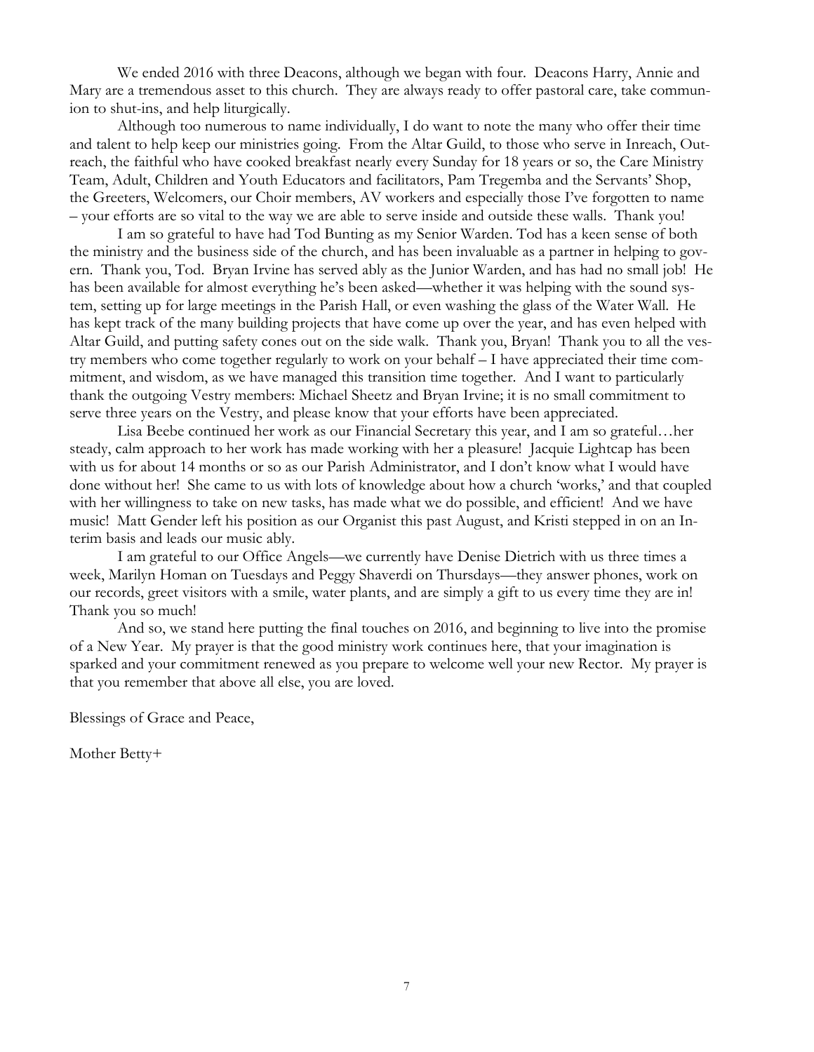We ended 2016 with three Deacons, although we began with four. Deacons Harry, Annie and Mary are a tremendous asset to this church. They are always ready to offer pastoral care, take communion to shut-ins, and help liturgically.

Although too numerous to name individually, I do want to note the many who offer their time and talent to help keep our ministries going. From the Altar Guild, to those who serve in Inreach, Outreach, the faithful who have cooked breakfast nearly every Sunday for 18 years or so, the Care Ministry Team, Adult, Children and Youth Educators and facilitators, Pam Tregemba and the Servants' Shop, the Greeters, Welcomers, our Choir members, AV workers and especially those I've forgotten to name – your efforts are so vital to the way we are able to serve inside and outside these walls. Thank you!

I am so grateful to have had Tod Bunting as my Senior Warden. Tod has a keen sense of both the ministry and the business side of the church, and has been invaluable as a partner in helping to govern. Thank you, Tod. Bryan Irvine has served ably as the Junior Warden, and has had no small job! He has been available for almost everything he's been asked—whether it was helping with the sound system, setting up for large meetings in the Parish Hall, or even washing the glass of the Water Wall. He has kept track of the many building projects that have come up over the year, and has even helped with Altar Guild, and putting safety cones out on the side walk. Thank you, Bryan! Thank you to all the vestry members who come together regularly to work on your behalf – I have appreciated their time commitment, and wisdom, as we have managed this transition time together. And I want to particularly thank the outgoing Vestry members: Michael Sheetz and Bryan Irvine; it is no small commitment to serve three years on the Vestry, and please know that your efforts have been appreciated.

Lisa Beebe continued her work as our Financial Secretary this year, and I am so grateful…her steady, calm approach to her work has made working with her a pleasure! Jacquie Lightcap has been with us for about 14 months or so as our Parish Administrator, and I don't know what I would have done without her! She came to us with lots of knowledge about how a church 'works,' and that coupled with her willingness to take on new tasks, has made what we do possible, and efficient! And we have music! Matt Gender left his position as our Organist this past August, and Kristi stepped in on an Interim basis and leads our music ably.

I am grateful to our Office Angels—we currently have Denise Dietrich with us three times a week, Marilyn Homan on Tuesdays and Peggy Shaverdi on Thursdays—they answer phones, work on our records, greet visitors with a smile, water plants, and are simply a gift to us every time they are in! Thank you so much!

And so, we stand here putting the final touches on 2016, and beginning to live into the promise of a New Year. My prayer is that the good ministry work continues here, that your imagination is sparked and your commitment renewed as you prepare to welcome well your new Rector. My prayer is that you remember that above all else, you are loved.

Blessings of Grace and Peace,

Mother Betty+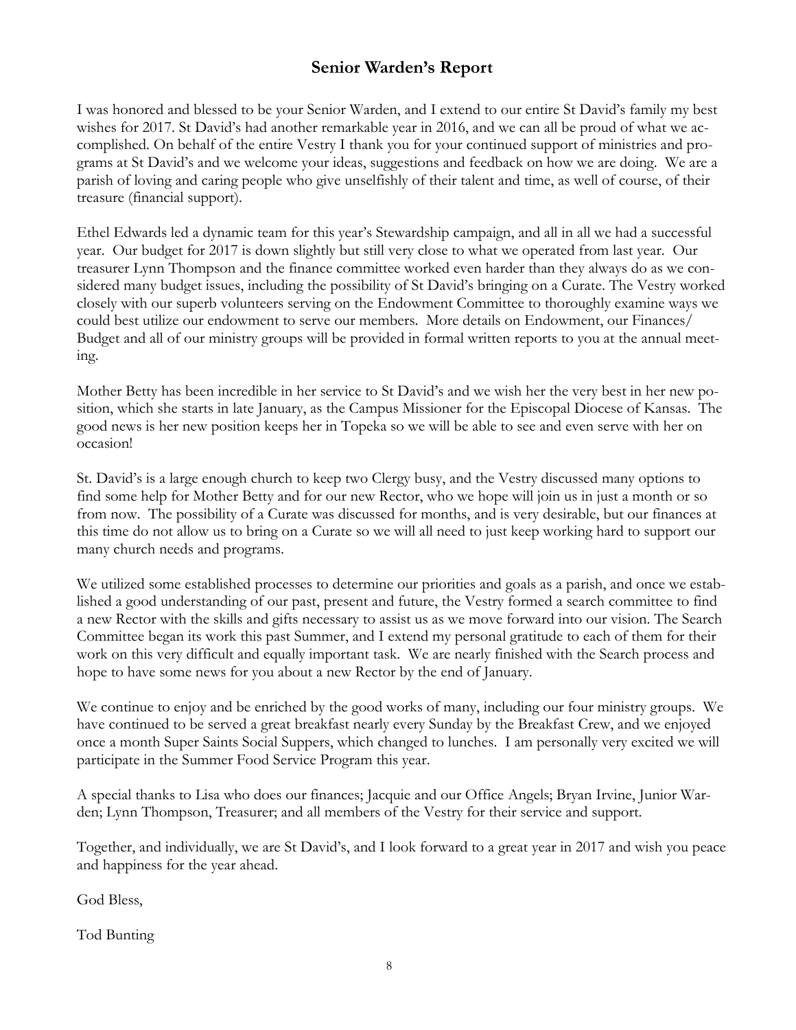## Senior Warden's Report

I was honored and blessed to be your Senior Warden, and I extend to our entire St David's family my best wishes for 2017. St David's had another remarkable year in 2016, and we can all be proud of what we accomplished. On behalf of the entire Vestry I thank you for your continued support of ministries and programs at St David's and we welcome your ideas, suggestions and feedback on how we are doing. We are a parish of loving and caring people who give unselfishly of their talent and time, as well of course, of their treasure (financial support).

Ethel Edwards led a dynamic team for this year's Stewardship campaign, and all in all we had a successful year. Our budget for 2017 is down slightly but still very close to what we operated from last year. Our treasurer Lynn Thompson and the finance committee worked even harder than they always do as we considered many budget issues, including the possibility of St David's bringing on a Curate. The Vestry worked closely with our superb volunteers serving on the Endowment Committee to thoroughly examine ways we could best utilize our endowment to serve our members. More details on Endowment, our Finances/Budget and all of our ministry groups will be provided in formal written reports to you at the annual meeting.

Mother Betty has been incredible in her service to St David's and we wish her the very best in her new position, which she starts in late January, as the Campus Missioner for the Episcopal Diocese of Kansas. The good news is her new position keeps her in Topeka so we will be able to see and even serve with her on occasion!

St. David's is a large enough church to keep two Clergy busy, and the Vestry discussed many options to find some help for Mother Betty and for our new Rector, who we hope will join us in just a month or so from now. The possibility of a Curate was discussed for months, and is very desirable, but our finances at this time do not allow us to bring on a Curate so we will all need to just keep working hard to support our many church needs and programs.

We utilized some established processes to determine our priorities and goals as a parish, and once we established a good understanding of our past, present and future, the Vestry formed a search committee to find a new Rector with the skills and gifts necessary to assist us as we move forward into our vision. The Search Committee began its work this past Summer, and I extend my personal gratitude to each of them for their work on this very difficult and equally important task. We are nearly finished with the Search process and hope to have some news for you about a new Rector by the end of January.

We continue to enjoy and be enriched by the good works of many, including our four ministry groups. We have continued to be served a great breakfast nearly every Sunday by the Breakfast Crew, and we enjoyed once a month Super Saints Social Suppers, which changed to lunches. I am personally very excited we will participate in the Summer Food Service Program this year.

A special thanks to Lisa who does our finances; Jacquie and our Office Angels; Bryan Irvine, Junior Warden; Lynn Thompson, Treasurer; and all members of the Vestry for their service and support.

Together, and individually, we are St David's, and I look forward to a great year in 2017 and wish you peace and happiness for the year ahead.

God Bless,

Tod Bunting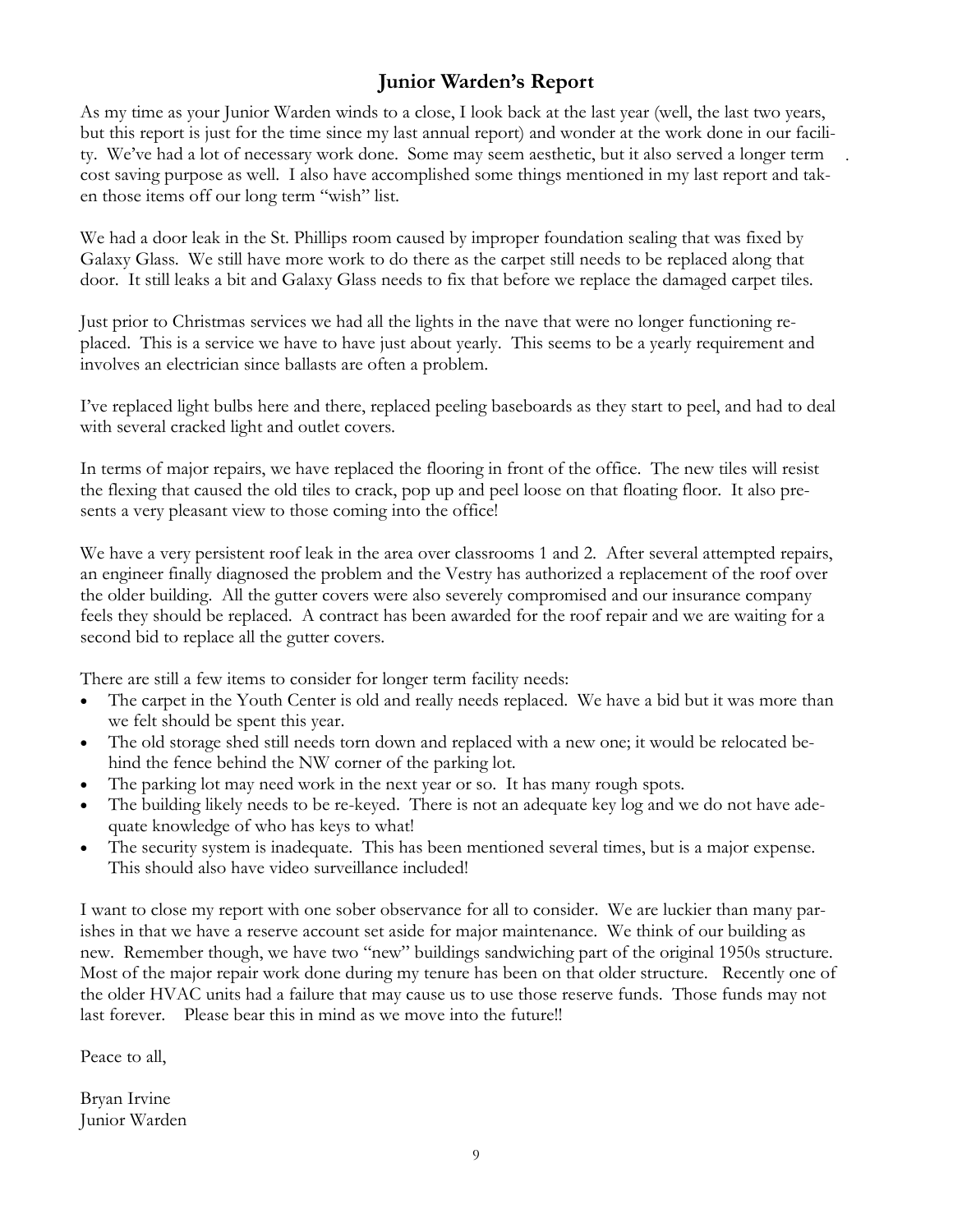## Junior Warden's Report

As my time as your Junior Warden winds to a close, I look back at the last year (well, the last two years, but this report is just for the time since my last annual report) and wonder at the work done in our facility. We've had a lot of necessary work done. Some may seem aesthetic, but it also served a longer term cost saving purpose as well. I also have accomplished some things mentioned in my last report and taken those items off our long term "wish" list.

We had a door leak in the St. Phillips room caused by improper foundation sealing that was fixed by Galaxy Glass. We still have more work to do there as the carpet still needs to be replaced along that door. It still leaks a bit and Galaxy Glass needs to fix that before we replace the damaged carpet tiles.

Just prior to Christmas services we had all the lights in the nave that were no longer functioning replaced. This is a service we have to have just about yearly. This seems to be a yearly requirement and involves an electrician since ballasts are often a problem.

I've replaced light bulbs here and there, replaced peeling baseboards as they start to peel, and had to deal with several cracked light and outlet covers.

In terms of major repairs, we have replaced the flooring in front of the office. The new tiles will resist the flexing that caused the old tiles to crack, pop up and peel loose on that floating floor. It also presents a very pleasant view to those coming into the office!

We have a very persistent roof leak in the area over classrooms 1 and 2. After several attempted repairs, an engineer finally diagnosed the problem and the Vestry has authorized a replacement of the roof over the older building. All the gutter covers were also severely compromised and our insurance company feels they should be replaced. A contract has been awarded for the roof repair and we are waiting for a second bid to replace all the gutter covers.

There are still a few items to consider for longer term facility needs:

- The carpet in the Youth Center is old and really needs replaced. We have a bid but it was more than we felt should be spent this year.
- The old storage shed still needs torn down and replaced with a new one; it would be relocated behind the fence behind the NW corner of the parking lot.
- The parking lot may need work in the next year or so. It has many rough spots.
- The building likely needs to be re-keyed. There is not an adequate key log and we do not have adequate knowledge of who has keys to what!
- The security system is inadequate. This has been mentioned several times, but is a major expense. This should also have video surveillance included!

I want to close my report with one sober observance for all to consider. We are luckier than many parishes in that we have a reserve account set aside for major maintenance. We think of our building as new. Remember though, we have two "new" buildings sandwiching part of the original 1950s structure. Most of the major repair work done during my tenure has been on that older structure. Recently one of the older HVAC units had a failure that may cause us to use those reserve funds. Those funds may not last forever. Please bear this in mind as we move into the future!!

Peace to all,

Bryan Irvine
Junior Warden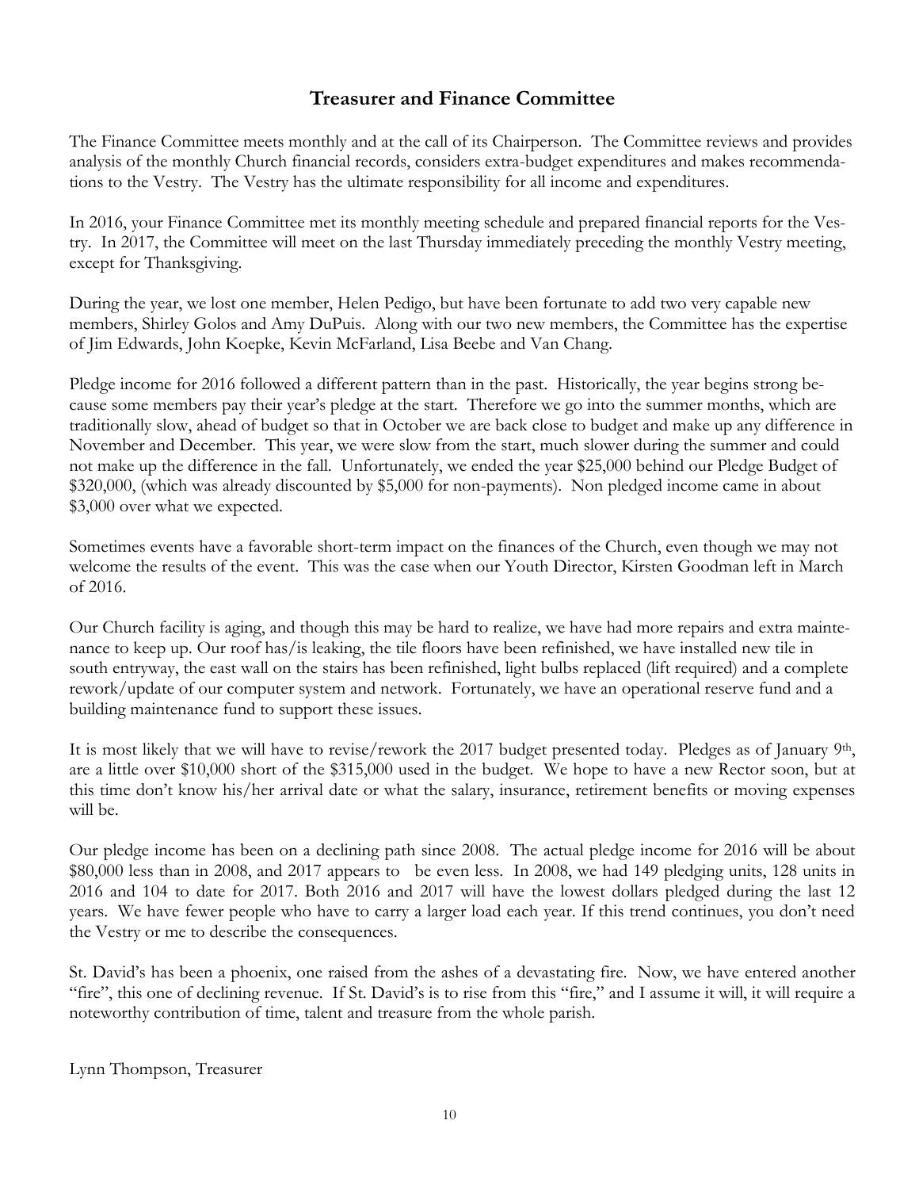## Treasurer and Finance Committee

The Finance Committee meets monthly and at the call of its Chairperson. The Committee reviews and provides analysis of the monthly Church financial records, considers extra-budget expenditures and makes recommendations to the Vestry. The Vestry has the ultimate responsibility for all income and expenditures.

In 2016, your Finance Committee met its monthly meeting schedule and prepared financial reports for the Vestry. In 2017, the Committee will meet on the last Thursday immediately preceding the monthly Vestry meeting, except for Thanksgiving.

During the year, we lost one member, Helen Pedigo, but have been fortunate to add two very capable new members, Shirley Golos and Amy DuPuis. Along with our two new members, the Committee has the expertise of Jim Edwards, John Koepke, Kevin McFarland, Lisa Beebe and Van Chang.

Pledge income for 2016 followed a different pattern than in the past. Historically, the year begins strong because some members pay their year's pledge at the start. Therefore we go into the summer months, which are traditionally slow, ahead of budget so that in October we are back close to budget and make up any difference in November and December. This year, we were slow from the start, much slower during the summer and could not make up the difference in the fall. Unfortunately, we ended the year $25,000 behind our Pledge Budget of $320,000, (which was already discounted by $5,000 for non-payments). Non pledged income came in about $3,000 over what we expected.

Sometimes events have a favorable short-term impact on the finances of the Church, even though we may not welcome the results of the event. This was the case when our Youth Director, Kirsten Goodman left in March of 2016.

Our Church facility is aging, and though this may be hard to realize, we have had more repairs and extra maintenance to keep up. Our roof has/is leaking, the tile floors have been refinished, we have installed new tile in south entryway, the east wall on the stairs has been refinished, light bulbs replaced (lift required) and a complete rework/update of our computer system and network. Fortunately, we have an operational reserve fund and a building maintenance fund to support these issues.

It is most likely that we will have to revise/rework the 2017 budget presented today. Pledges as of January 9th, are a little over $10,000 short of the $315,000 used in the budget. We hope to have a new Rector soon, but at this time don't know his/her arrival date or what the salary, insurance, retirement benefits or moving expenses will be.

Our pledge income has been on a declining path since 2008. The actual pledge income for 2016 will be about $80,000 less than in 2008, and 2017 appears to be even less. In 2008, we had 149 pledging units, 128 units in 2016 and 104 to date for 2017. Both 2016 and 2017 will have the lowest dollars pledged during the last 12 years. We have fewer people who have to carry a larger load each year. If this trend continues, you don't need the Vestry or me to describe the consequences.

St. David's has been a phoenix, one raised from the ashes of a devastating fire. Now, we have entered another "fire", this one of declining revenue. If St. David's is to rise from this "fire," and I assume it will, it will require a noteworthy contribution of time, talent and treasure from the whole parish.

Lynn Thompson, Treasurer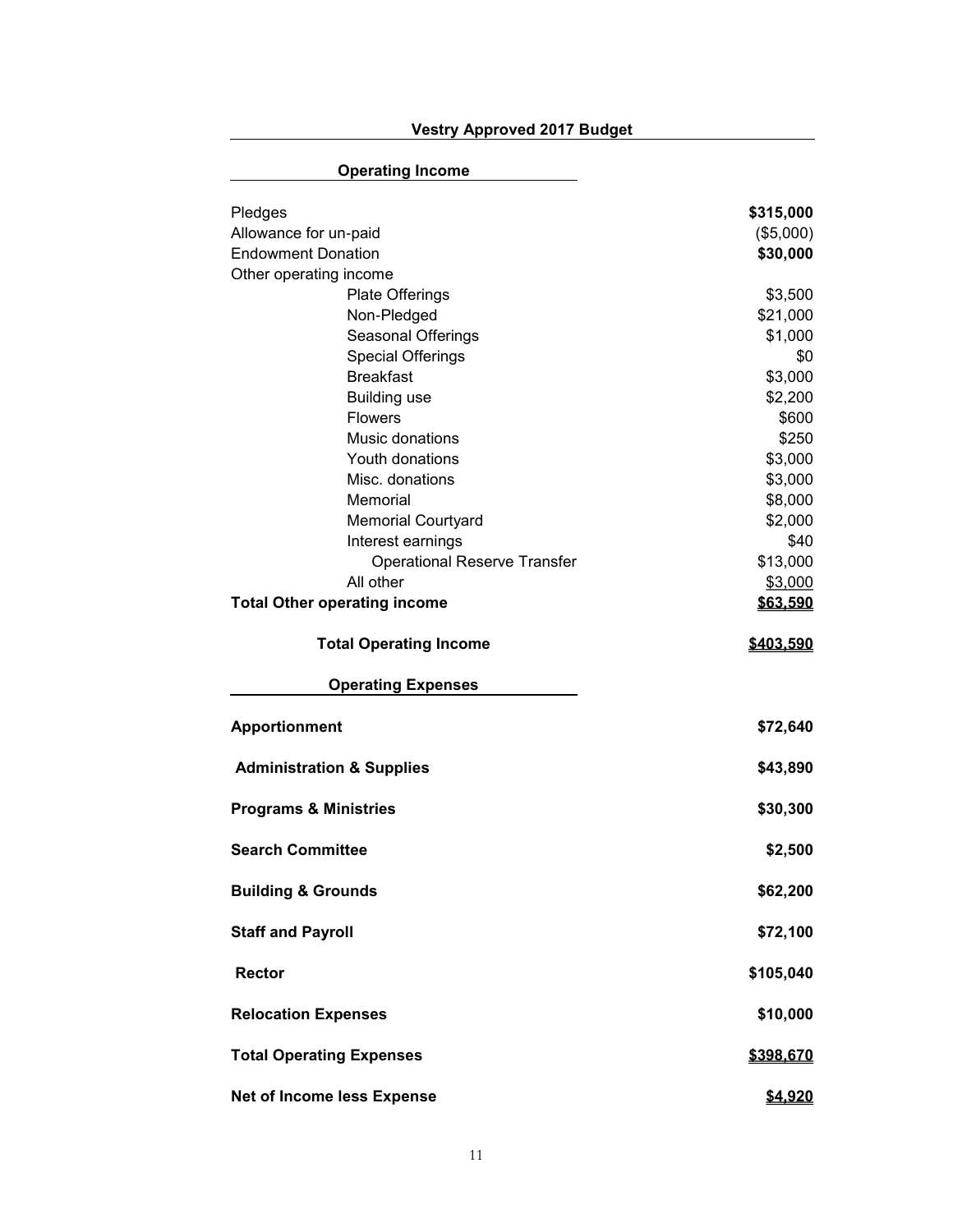## Vestry Approved 2017 Budget

### Operating Income

| | |
|---|---|
| Pledges | **$315,000** |
| Allowance for un-paid | ($5,000) |
| Endowment Donation | **$30,000** |
| Other operating income | |
| Plate Offerings | $3,500 |
| Non-Pledged | $21,000 |
| Seasonal Offerings | $1,000 |
| Special Offerings | $0 |
| Breakfast | $3,000 |
| Building use | $2,200 |
| Flowers | $600 |
| Music donations | $250 |
| Youth donations | $3,000 |
| Misc. donations | $3,000 |
| Memorial | $8,000 |
| Memorial Courtyard | $2,000 |
| Interest earnings | $40 |
| Operational Reserve Transfer | $13,000 |
| All other | $3,000 |
| **Total Other operating income** | **$63,590** |
| **Total Operating Income** | **$403,590** |

### Operating Expenses

| | |
|---|---|
| **Apportionment** | **$72,640** |
| **Administration & Supplies** | **$43,890** |
| **Programs & Ministries** | **$30,300** |
| **Search Committee** | **$2,500** |
| **Building & Grounds** | **$62,200** |
| **Staff and Payroll** | **$72,100** |
| **Rector** | **$105,040** |
| **Relocation Expenses** | **$10,000** |
| **Total Operating Expenses** | **$398,670** |
| **Net of Income less Expense** | **$4,920** |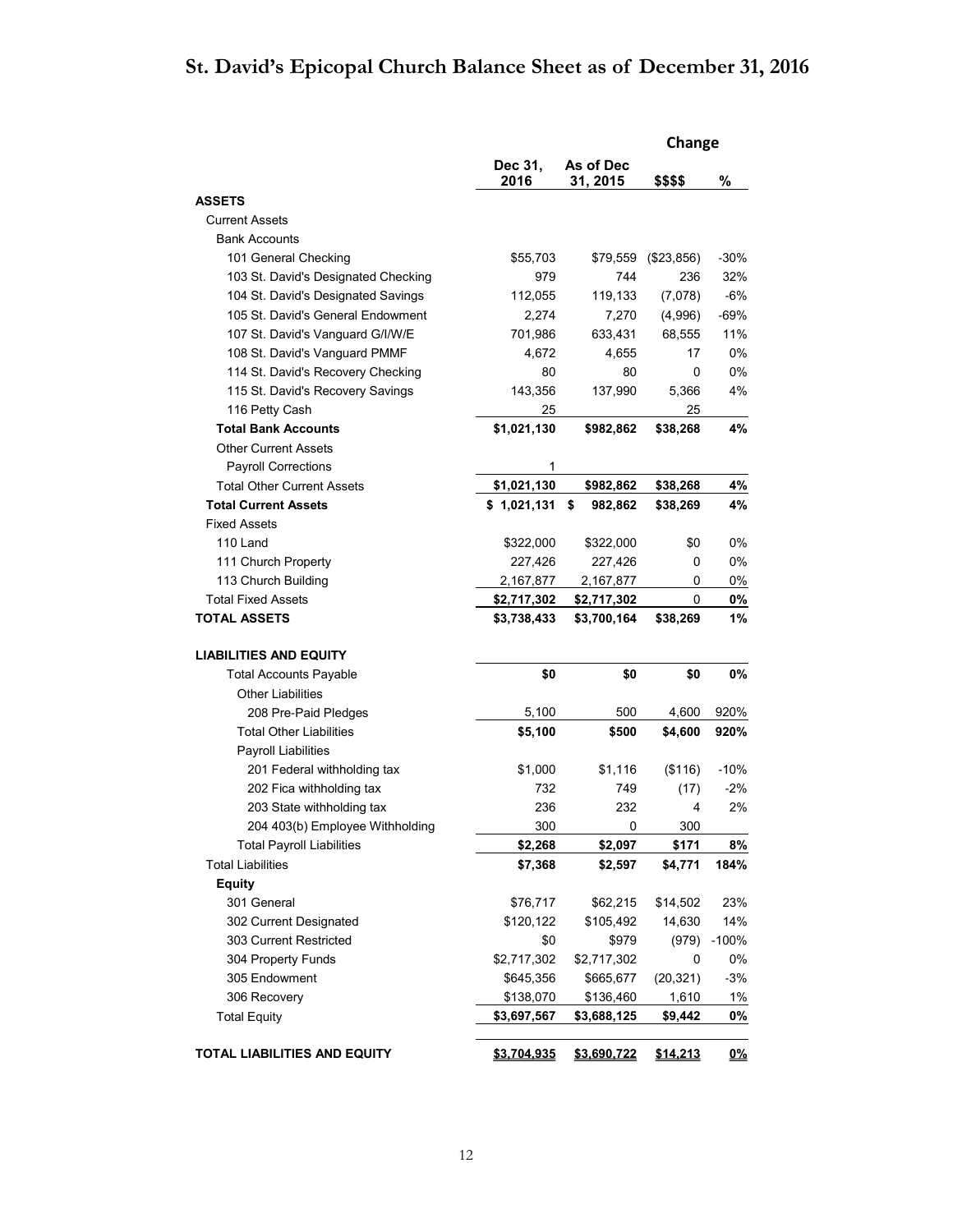# St. David's Epicopal Church Balance Sheet as of December 31, 2016

| | Dec 31, 2016 | As of Dec 31, 2015 | Change $$$$ | Change % |
|---|---|---|---|---|
| **ASSETS** | | | | |
| Current Assets | | | | |
| Bank Accounts | | | | |
| 101 General Checking | $55,703 | $79,559 | ($23,856) | -30% |
| 103 St. David's Designated Checking | 979 | 744 | 236 | 32% |
| 104 St. David's Designated Savings | 112,055 | 119,133 | (7,078) | -6% |
| 105 St. David's General Endowment | 2,274 | 7,270 | (4,996) | -69% |
| 107 St. David's Vanguard G/I/W/E | 701,986 | 633,431 | 68,555 | 11% |
| 108 St. David's Vanguard PMMF | 4,672 | 4,655 | 17 | 0% |
| 114 St. David's Recovery Checking | 80 | 80 | 0 | 0% |
| 115 St. David's Recovery Savings | 143,356 | 137,990 | 5,366 | 4% |
| 116 Petty Cash | 25 | | 25 | |
| **Total Bank Accounts** | **$1,021,130** | **$982,862** | **$38,268** | **4%** |
| Other Current Assets | | | | |
| Payroll Corrections | 1 | | | |
| Total Other Current Assets | **$1,021,130** | **$982,862** | **$38,268** | **4%** |
| **Total Current Assets** | **$ 1,021,131** | **$ 982,862** | **$38,269** | **4%** |
| Fixed Assets | | | | |
| 110 Land | $322,000 | $322,000 | $0 | 0% |
| 111 Church Property | 227,426 | 227,426 | 0 | 0% |
| 113 Church Building | 2,167,877 | 2,167,877 | 0 | 0% |
| Total Fixed Assets | **$2,717,302** | **$2,717,302** | 0 | **0%** |
| **TOTAL ASSETS** | **$3,738,433** | **$3,700,164** | **$38,269** | **1%** |
| **LIABILITIES AND EQUITY** | | | | |
| Total Accounts Payable | **$0** | **$0** | **$0** | **0%** |
| Other Liabilities | | | | |
| 208 Pre-Paid Pledges | 5,100 | 500 | 4,600 | 920% |
| Total Other Liabilities | **$5,100** | **$500** | **$4,600** | **920%** |
| Payroll Liabilities | | | | |
| 201 Federal withholding tax | $1,000 | $1,116 | ($116) | -10% |
| 202 Fica withholding tax | 732 | 749 | (17) | -2% |
| 203 State withholding tax | 236 | 232 | 4 | 2% |
| 204 403(b) Employee Withholding | 300 | 0 | 300 | |
| Total Payroll Liabilities | **$2,268** | **$2,097** | **$171** | **8%** |
| Total Liabilities | **$7,368** | **$2,597** | **$4,771** | **184%** |
| **Equity** | | | | |
| 301 General | $76,717 | $62,215 | $14,502 | 23% |
| 302 Current Designated | $120,122 | $105,492 | 14,630 | 14% |
| 303 Current Restricted | $0 | $979 | (979) | -100% |
| 304 Property Funds | $2,717,302 | $2,717,302 | 0 | 0% |
| 305 Endowment | $645,356 | $665,677 | (20,321) | -3% |
| 306 Recovery | $138,070 | $136,460 | 1,610 | 1% |
| Total Equity | **$3,697,567** | **$3,688,125** | **$9,442** | **0%** |
| **TOTAL LIABILITIES AND EQUITY** | **$3,704,935** | **$3,690,722** | **$14,213** | **0%** |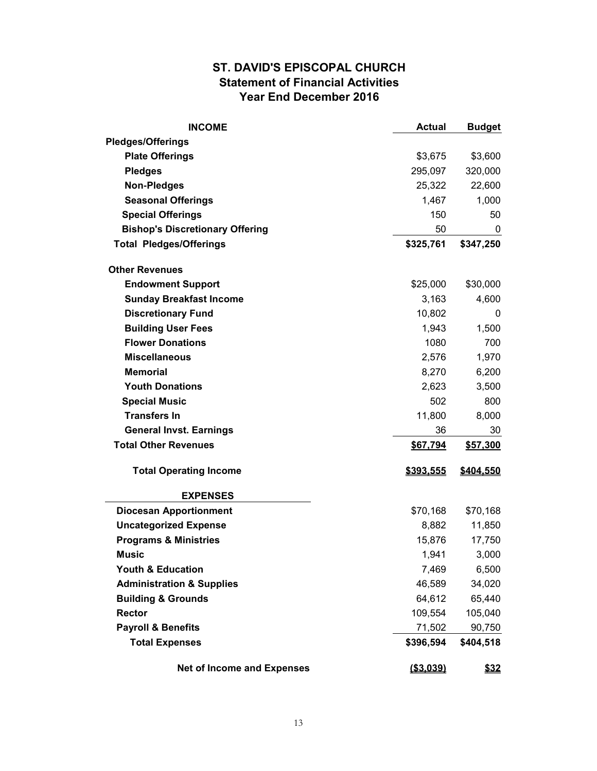# ST. DAVID'S EPISCOPAL CHURCH
## Statement of Financial Activities
## Year End December 2016

| INCOME | Actual | Budget |
|---|---|---|
| **Pledges/Offerings** | | |
| **Plate Offerings** | $3,675 | $3,600 |
| **Pledges** | 295,097 | 320,000 |
| **Non-Pledges** | 25,322 | 22,600 |
| **Seasonal Offerings** | 1,467 | 1,000 |
| **Special Offerings** | 150 | 50 |
| **Bishop's Discretionary Offering** | 50 | 0 |
| **Total Pledges/Offerings** | **$325,761** | **$347,250** |
| **Other Revenues** | | |
| **Endowment Support** | $25,000 | $30,000 |
| **Sunday Breakfast Income** | 3,163 | 4,600 |
| **Discretionary Fund** | 10,802 | 0 |
| **Building User Fees** | 1,943 | 1,500 |
| **Flower Donations** | 1080 | 700 |
| **Miscellaneous** | 2,576 | 1,970 |
| **Memorial** | 8,270 | 6,200 |
| **Youth Donations** | 2,623 | 3,500 |
| **Special Music** | 502 | 800 |
| **Transfers In** | 11,800 | 8,000 |
| **General Invst. Earnings** | 36 | 30 |
| **Total Other Revenues** | **$67,794** | **$57,300** |
| **Total Operating Income** | **$393,555** | **$404,550** |
| **EXPENSES** | | |
| **Diocesan Apportionment** | $70,168 | $70,168 |
| **Uncategorized Expense** | 8,882 | 11,850 |
| **Programs & Ministries** | 15,876 | 17,750 |
| **Music** | 1,941 | 3,000 |
| **Youth & Education** | 7,469 | 6,500 |
| **Administration & Supplies** | 46,589 | 34,020 |
| **Building & Grounds** | 64,612 | 65,440 |
| **Rector** | 109,554 | 105,040 |
| **Payroll & Benefits** | 71,502 | 90,750 |
| **Total Expenses** | **$396,594** | **$404,518** |
| **Net of Income and Expenses** | **($3,039)** | **$32** |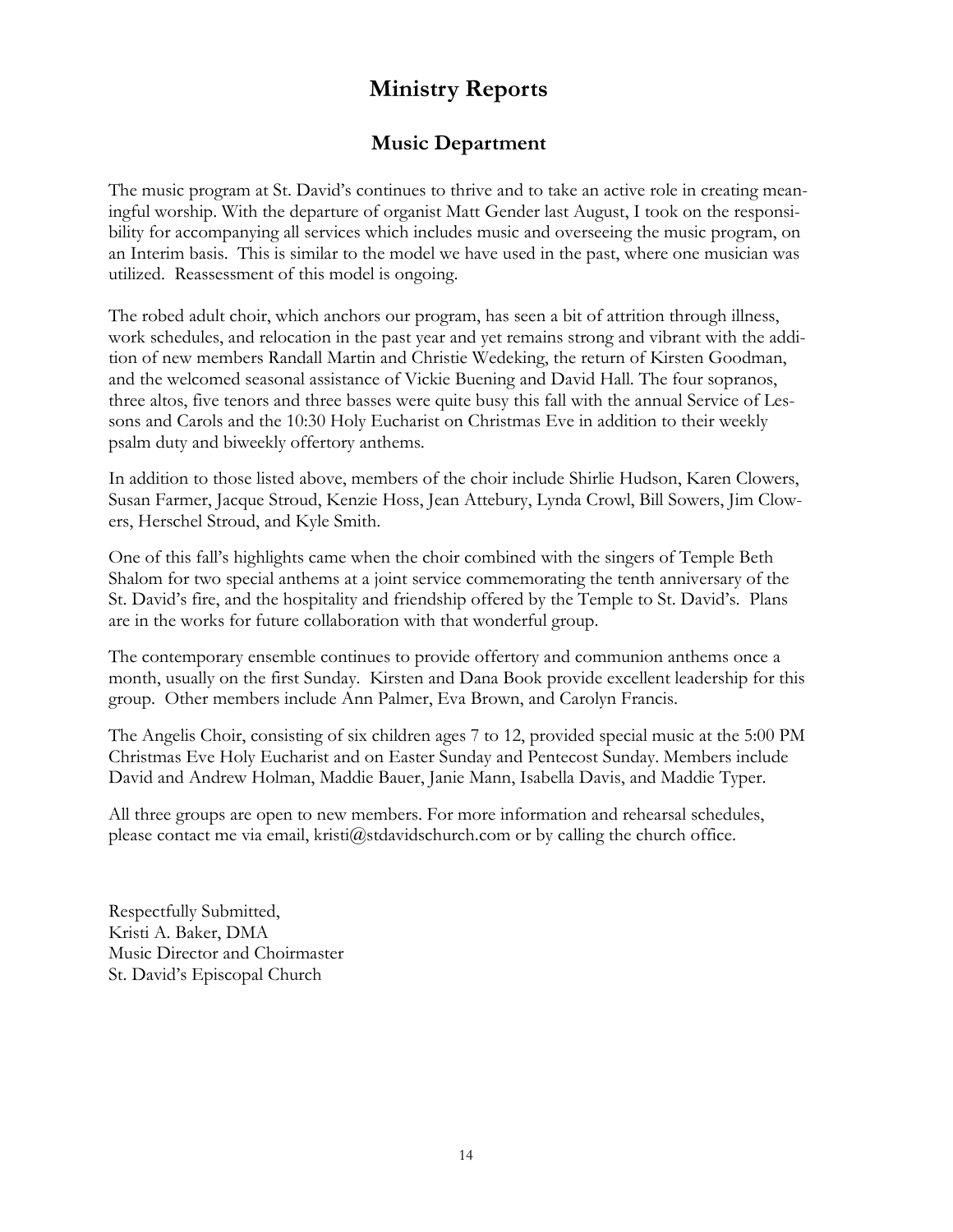# Ministry Reports

## Music Department

The music program at St. David's continues to thrive and to take an active role in creating meaningful worship. With the departure of organist Matt Gender last August, I took on the responsibility for accompanying all services which includes music and overseeing the music program, on an Interim basis. This is similar to the model we have used in the past, where one musician was utilized. Reassessment of this model is ongoing.

The robed adult choir, which anchors our program, has seen a bit of attrition through illness, work schedules, and relocation in the past year and yet remains strong and vibrant with the addition of new members Randall Martin and Christie Wedeking, the return of Kirsten Goodman, and the welcomed seasonal assistance of Vickie Buening and David Hall. The four sopranos, three altos, five tenors and three basses were quite busy this fall with the annual Service of Lessons and Carols and the 10:30 Holy Eucharist on Christmas Eve in addition to their weekly psalm duty and biweekly offertory anthems.

In addition to those listed above, members of the choir include Shirlie Hudson, Karen Clowers, Susan Farmer, Jacque Stroud, Kenzie Hoss, Jean Attebury, Lynda Crowl, Bill Sowers, Jim Clowers, Herschel Stroud, and Kyle Smith.

One of this fall's highlights came when the choir combined with the singers of Temple Beth Shalom for two special anthems at a joint service commemorating the tenth anniversary of the St. David's fire, and the hospitality and friendship offered by the Temple to St. David's. Plans are in the works for future collaboration with that wonderful group.

The contemporary ensemble continues to provide offertory and communion anthems once a month, usually on the first Sunday. Kirsten and Dana Book provide excellent leadership for this group. Other members include Ann Palmer, Eva Brown, and Carolyn Francis.

The Angelis Choir, consisting of six children ages 7 to 12, provided special music at the 5:00 PM Christmas Eve Holy Eucharist and on Easter Sunday and Pentecost Sunday. Members include David and Andrew Holman, Maddie Bauer, Janie Mann, Isabella Davis, and Maddie Typer.

All three groups are open to new members. For more information and rehearsal schedules, please contact me via email, kristi@stdavidschurch.com or by calling the church office.

Respectfully Submitted,
Kristi A. Baker, DMA
Music Director and Choirmaster
St. David's Episcopal Church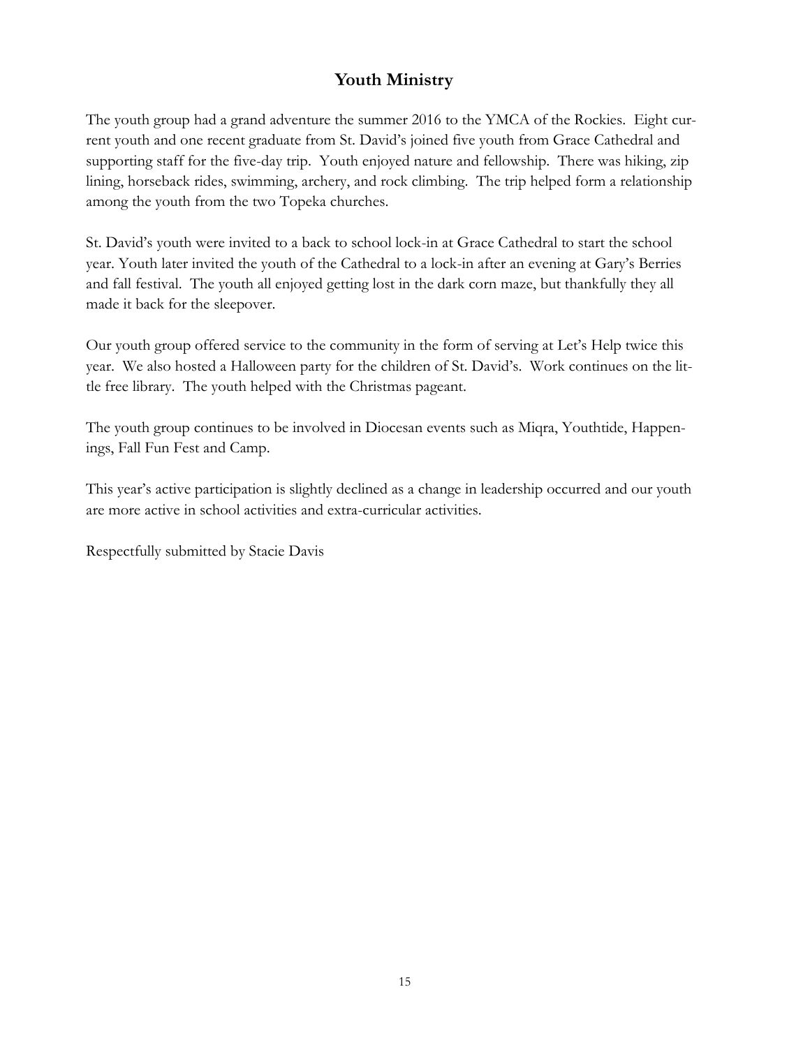# Youth Ministry

The youth group had a grand adventure the summer 2016 to the YMCA of the Rockies. Eight current youth and one recent graduate from St. David's joined five youth from Grace Cathedral and supporting staff for the five-day trip. Youth enjoyed nature and fellowship. There was hiking, zip lining, horseback rides, swimming, archery, and rock climbing. The trip helped form a relationship among the youth from the two Topeka churches.

St. David's youth were invited to a back to school lock-in at Grace Cathedral to start the school year. Youth later invited the youth of the Cathedral to a lock-in after an evening at Gary's Berries and fall festival. The youth all enjoyed getting lost in the dark corn maze, but thankfully they all made it back for the sleepover.

Our youth group offered service to the community in the form of serving at Let's Help twice this year. We also hosted a Halloween party for the children of St. David's. Work continues on the little free library. The youth helped with the Christmas pageant.

The youth group continues to be involved in Diocesan events such as Miqra, Youthtide, Happenings, Fall Fun Fest and Camp.

This year's active participation is slightly declined as a change in leadership occurred and our youth are more active in school activities and extra-curricular activities.

Respectfully submitted by Stacie Davis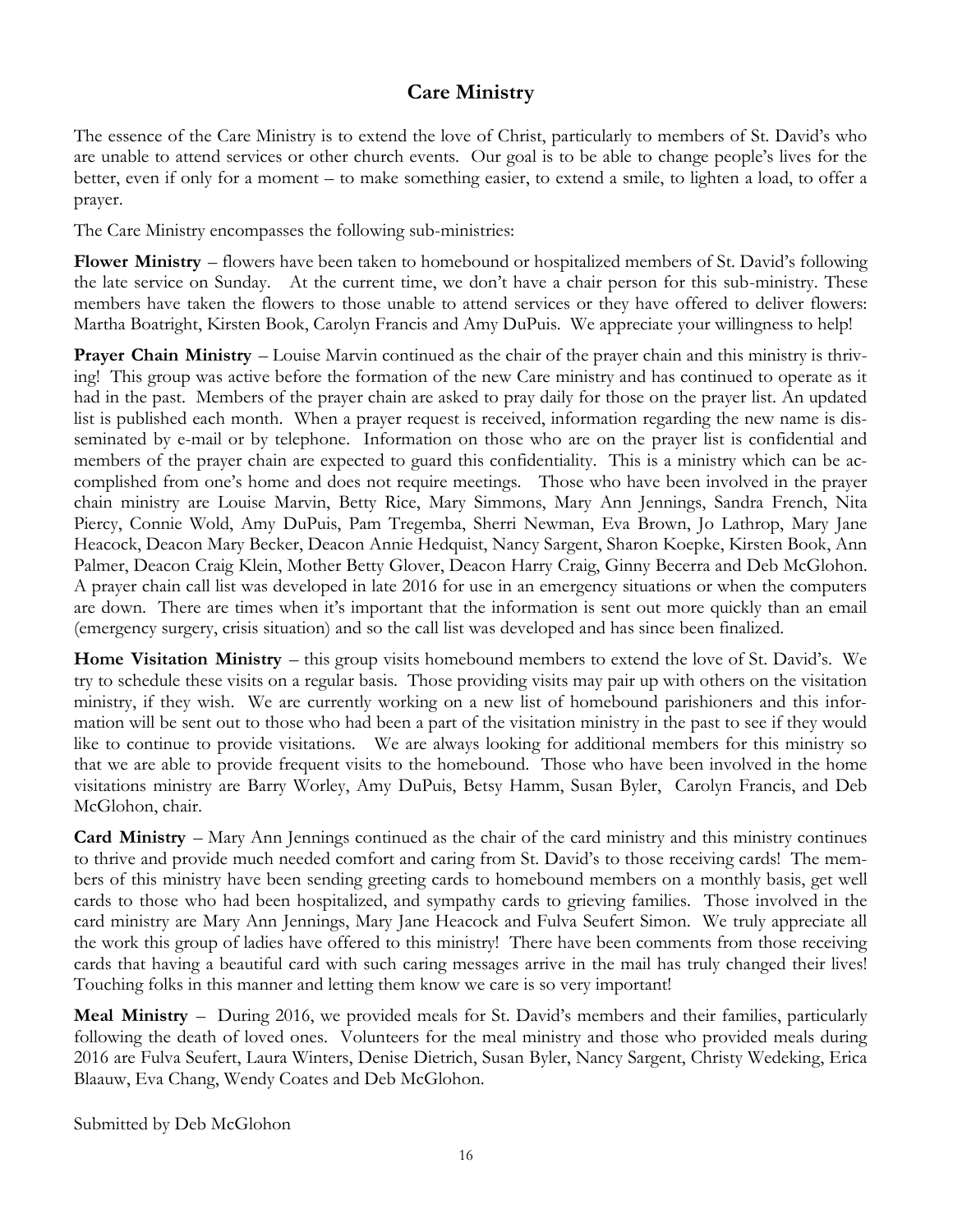## Care Ministry

The essence of the Care Ministry is to extend the love of Christ, particularly to members of St. David's who are unable to attend services or other church events. Our goal is to be able to change people's lives for the better, even if only for a moment – to make something easier, to extend a smile, to lighten a load, to offer a prayer.

The Care Ministry encompasses the following sub-ministries:

**Flower Ministry** – flowers have been taken to homebound or hospitalized members of St. David's following the late service on Sunday. At the current time, we don't have a chair person for this sub-ministry. These members have taken the flowers to those unable to attend services or they have offered to deliver flowers: Martha Boatright, Kirsten Book, Carolyn Francis and Amy DuPuis. We appreciate your willingness to help!

**Prayer Chain Ministry** – Louise Marvin continued as the chair of the prayer chain and this ministry is thriving! This group was active before the formation of the new Care ministry and has continued to operate as it had in the past. Members of the prayer chain are asked to pray daily for those on the prayer list. An updated list is published each month. When a prayer request is received, information regarding the new name is disseminated by e-mail or by telephone. Information on those who are on the prayer list is confidential and members of the prayer chain are expected to guard this confidentiality. This is a ministry which can be accomplished from one's home and does not require meetings. Those who have been involved in the prayer chain ministry are Louise Marvin, Betty Rice, Mary Simmons, Mary Ann Jennings, Sandra French, Nita Piercy, Connie Wold, Amy DuPuis, Pam Tregemba, Sherri Newman, Eva Brown, Jo Lathrop, Mary Jane Heacock, Deacon Mary Becker, Deacon Annie Hedquist, Nancy Sargent, Sharon Koepke, Kirsten Book, Ann Palmer, Deacon Craig Klein, Mother Betty Glover, Deacon Harry Craig, Ginny Becerra and Deb McGlohon. A prayer chain call list was developed in late 2016 for use in an emergency situations or when the computers are down. There are times when it's important that the information is sent out more quickly than an email (emergency surgery, crisis situation) and so the call list was developed and has since been finalized.

**Home Visitation Ministry** – this group visits homebound members to extend the love of St. David's. We try to schedule these visits on a regular basis. Those providing visits may pair up with others on the visitation ministry, if they wish. We are currently working on a new list of homebound parishioners and this information will be sent out to those who had been a part of the visitation ministry in the past to see if they would like to continue to provide visitations. We are always looking for additional members for this ministry so that we are able to provide frequent visits to the homebound. Those who have been involved in the home visitations ministry are Barry Worley, Amy DuPuis, Betsy Hamm, Susan Byler, Carolyn Francis, and Deb McGlohon, chair.

**Card Ministry** – Mary Ann Jennings continued as the chair of the card ministry and this ministry continues to thrive and provide much needed comfort and caring from St. David's to those receiving cards! The members of this ministry have been sending greeting cards to homebound members on a monthly basis, get well cards to those who had been hospitalized, and sympathy cards to grieving families. Those involved in the card ministry are Mary Ann Jennings, Mary Jane Heacock and Fulva Seufert Simon. We truly appreciate all the work this group of ladies have offered to this ministry! There have been comments from those receiving cards that having a beautiful card with such caring messages arrive in the mail has truly changed their lives! Touching folks in this manner and letting them know we care is so very important!

**Meal Ministry** – During 2016, we provided meals for St. David's members and their families, particularly following the death of loved ones. Volunteers for the meal ministry and those who provided meals during 2016 are Fulva Seufert, Laura Winters, Denise Dietrich, Susan Byler, Nancy Sargent, Christy Wedeking, Erica Blaauw, Eva Chang, Wendy Coates and Deb McGlohon.

Submitted by Deb McGlohon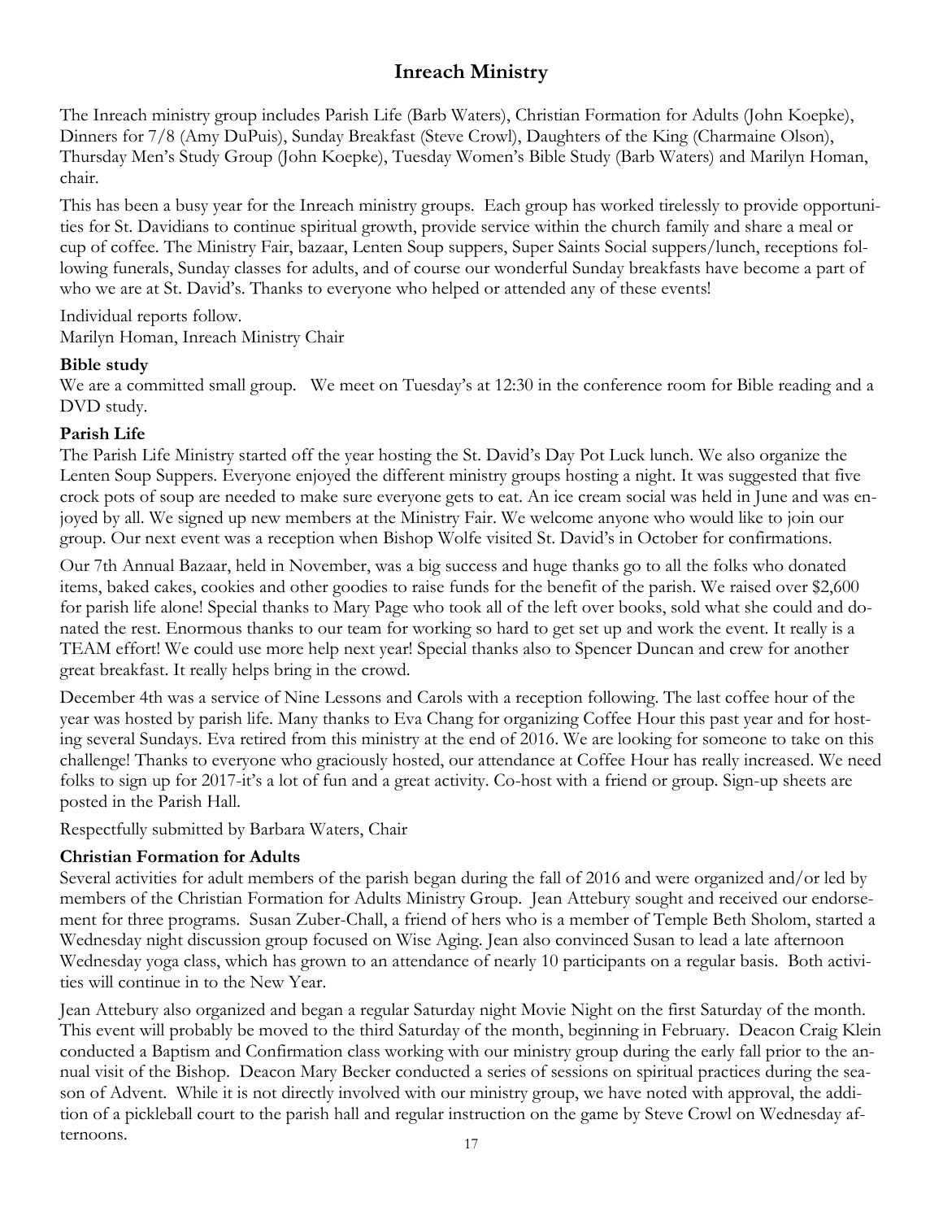## Inreach Ministry

The Inreach ministry group includes Parish Life (Barb Waters), Christian Formation for Adults (John Koepke), Dinners for 7/8 (Amy DuPuis), Sunday Breakfast (Steve Crowl), Daughters of the King (Charmaine Olson), Thursday Men's Study Group (John Koepke), Tuesday Women's Bible Study (Barb Waters) and Marilyn Homan, chair.

This has been a busy year for the Inreach ministry groups. Each group has worked tirelessly to provide opportunities for St. Davidians to continue spiritual growth, provide service within the church family and share a meal or cup of coffee. The Ministry Fair, bazaar, Lenten Soup suppers, Super Saints Social suppers/lunch, receptions following funerals, Sunday classes for adults, and of course our wonderful Sunday breakfasts have become a part of who we are at St. David's. Thanks to everyone who helped or attended any of these events!

Individual reports follow.
Marilyn Homan, Inreach Ministry Chair

**Bible study**
We are a committed small group. We meet on Tuesday's at 12:30 in the conference room for Bible reading and a DVD study.

**Parish Life**
The Parish Life Ministry started off the year hosting the St. David's Day Pot Luck lunch. We also organize the Lenten Soup Suppers. Everyone enjoyed the different ministry groups hosting a night. It was suggested that five crock pots of soup are needed to make sure everyone gets to eat. An ice cream social was held in June and was enjoyed by all. We signed up new members at the Ministry Fair. We welcome anyone who would like to join our group. Our next event was a reception when Bishop Wolfe visited St. David's in October for confirmations.

Our 7th Annual Bazaar, held in November, was a big success and huge thanks go to all the folks who donated items, baked cakes, cookies and other goodies to raise funds for the benefit of the parish. We raised over $2,600 for parish life alone! Special thanks to Mary Page who took all of the left over books, sold what she could and donated the rest. Enormous thanks to our team for working so hard to get set up and work the event. It really is a TEAM effort! We could use more help next year! Special thanks also to Spencer Duncan and crew for another great breakfast. It really helps bring in the crowd.

December 4th was a service of Nine Lessons and Carols with a reception following. The last coffee hour of the year was hosted by parish life. Many thanks to Eva Chang for organizing Coffee Hour this past year and for hosting several Sundays. Eva retired from this ministry at the end of 2016. We are looking for someone to take on this challenge! Thanks to everyone who graciously hosted, our attendance at Coffee Hour has really increased. We need folks to sign up for 2017-it's a lot of fun and a great activity. Co-host with a friend or group. Sign-up sheets are posted in the Parish Hall.

Respectfully submitted by Barbara Waters, Chair

**Christian Formation for Adults**
Several activities for adult members of the parish began during the fall of 2016 and were organized and/or led by members of the Christian Formation for Adults Ministry Group. Jean Attebury sought and received our endorsement for three programs. Susan Zuber-Chall, a friend of hers who is a member of Temple Beth Sholom, started a Wednesday night discussion group focused on Wise Aging. Jean also convinced Susan to lead a late afternoon Wednesday yoga class, which has grown to an attendance of nearly 10 participants on a regular basis. Both activities will continue in to the New Year.

Jean Attebury also organized and began a regular Saturday night Movie Night on the first Saturday of the month. This event will probably be moved to the third Saturday of the month, beginning in February. Deacon Craig Klein conducted a Baptism and Confirmation class working with our ministry group during the early fall prior to the annual visit of the Bishop. Deacon Mary Becker conducted a series of sessions on spiritual practices during the season of Advent. While it is not directly involved with our ministry group, we have noted with approval, the addition of a pickleball court to the parish hall and regular instruction on the game by Steve Crowl on Wednesday afternoons.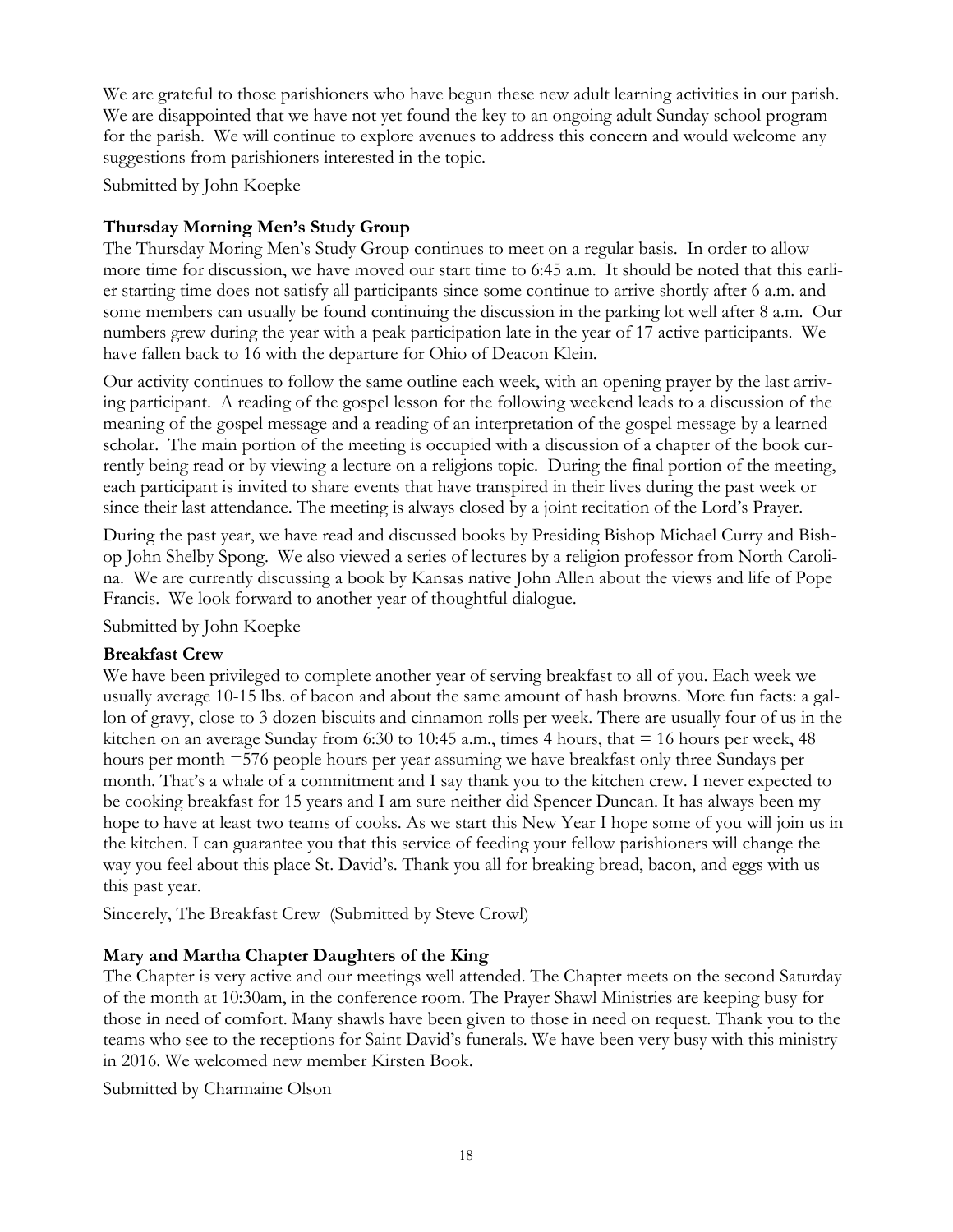We are grateful to those parishioners who have begun these new adult learning activities in our parish. We are disappointed that we have not yet found the key to an ongoing adult Sunday school program for the parish. We will continue to explore avenues to address this concern and would welcome any suggestions from parishioners interested in the topic.

Submitted by John Koepke

### Thursday Morning Men's Study Group

The Thursday Moring Men's Study Group continues to meet on a regular basis. In order to allow more time for discussion, we have moved our start time to 6:45 a.m. It should be noted that this earlier starting time does not satisfy all participants since some continue to arrive shortly after 6 a.m. and some members can usually be found continuing the discussion in the parking lot well after 8 a.m. Our numbers grew during the year with a peak participation late in the year of 17 active participants. We have fallen back to 16 with the departure for Ohio of Deacon Klein.

Our activity continues to follow the same outline each week, with an opening prayer by the last arriving participant. A reading of the gospel lesson for the following weekend leads to a discussion of the meaning of the gospel message and a reading of an interpretation of the gospel message by a learned scholar. The main portion of the meeting is occupied with a discussion of a chapter of the book currently being read or by viewing a lecture on a religions topic. During the final portion of the meeting, each participant is invited to share events that have transpired in their lives during the past week or since their last attendance. The meeting is always closed by a joint recitation of the Lord's Prayer.

During the past year, we have read and discussed books by Presiding Bishop Michael Curry and Bishop John Shelby Spong. We also viewed a series of lectures by a religion professor from North Carolina. We are currently discussing a book by Kansas native John Allen about the views and life of Pope Francis. We look forward to another year of thoughtful dialogue.

Submitted by John Koepke

### Breakfast Crew

We have been privileged to complete another year of serving breakfast to all of you. Each week we usually average 10-15 lbs. of bacon and about the same amount of hash browns. More fun facts: a gallon of gravy, close to 3 dozen biscuits and cinnamon rolls per week. There are usually four of us in the kitchen on an average Sunday from 6:30 to 10:45 a.m., times 4 hours, that = 16 hours per week, 48 hours per month =576 people hours per year assuming we have breakfast only three Sundays per month. That's a whale of a commitment and I say thank you to the kitchen crew. I never expected to be cooking breakfast for 15 years and I am sure neither did Spencer Duncan. It has always been my hope to have at least two teams of cooks. As we start this New Year I hope some of you will join us in the kitchen. I can guarantee you that this service of feeding your fellow parishioners will change the way you feel about this place St. David's. Thank you all for breaking bread, bacon, and eggs with us this past year.

Sincerely, The Breakfast Crew (Submitted by Steve Crowl)

### Mary and Martha Chapter Daughters of the King

The Chapter is very active and our meetings well attended. The Chapter meets on the second Saturday of the month at 10:30am, in the conference room. The Prayer Shawl Ministries are keeping busy for those in need of comfort. Many shawls have been given to those in need on request. Thank you to the teams who see to the receptions for Saint David's funerals. We have been very busy with this ministry in 2016. We welcomed new member Kirsten Book.

Submitted by Charmaine Olson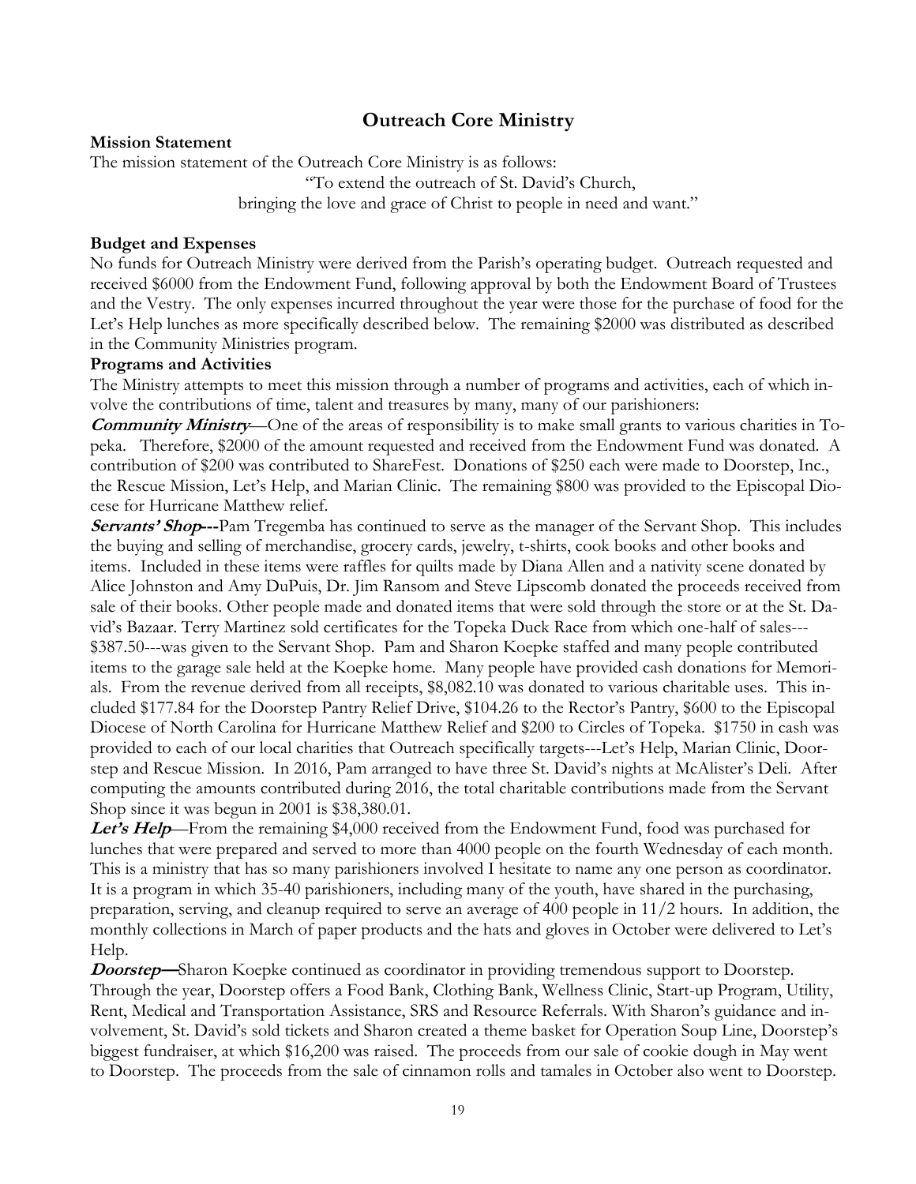## Outreach Core Ministry

**Mission Statement**

The mission statement of the Outreach Core Ministry is as follows:

"To extend the outreach of St. David's Church,
bringing the love and grace of Christ to people in need and want."

**Budget and Expenses**

No funds for Outreach Ministry were derived from the Parish's operating budget. Outreach requested and received $6000 from the Endowment Fund, following approval by both the Endowment Board of Trustees and the Vestry. The only expenses incurred throughout the year were those for the purchase of food for the Let's Help lunches as more specifically described below. The remaining $2000 was distributed as described in the Community Ministries program.

**Programs and Activities**

The Ministry attempts to meet this mission through a number of programs and activities, each of which involve the contributions of time, talent and treasures by many, many of our parishioners:

***Community Ministry***—One of the areas of responsibility is to make small grants to various charities in Topeka. Therefore, $2000 of the amount requested and received from the Endowment Fund was donated. A contribution of $200 was contributed to ShareFest. Donations of $250 each were made to Doorstep, Inc., the Rescue Mission, Let's Help, and Marian Clinic. The remaining $800 was provided to the Episcopal Diocese for Hurricane Matthew relief.

***Servants' Shop---***Pam Tregemba has continued to serve as the manager of the Servant Shop. This includes the buying and selling of merchandise, grocery cards, jewelry, t-shirts, cook books and other books and items. Included in these items were raffles for quilts made by Diana Allen and a nativity scene donated by Alice Johnston and Amy DuPuis, Dr. Jim Ransom and Steve Lipscomb donated the proceeds received from sale of their books. Other people made and donated items that were sold through the store or at the St. David's Bazaar. Terry Martinez sold certificates for the Topeka Duck Race from which one-half of sales---$387.50---was given to the Servant Shop. Pam and Sharon Koepke staffed and many people contributed items to the garage sale held at the Koepke home. Many people have provided cash donations for Memorials. From the revenue derived from all receipts, $8,082.10 was donated to various charitable uses. This included $177.84 for the Doorstep Pantry Relief Drive, $104.26 to the Rector's Pantry, $600 to the Episcopal Diocese of North Carolina for Hurricane Matthew Relief and $200 to Circles of Topeka. $1750 in cash was provided to each of our local charities that Outreach specifically targets---Let's Help, Marian Clinic, Doorstep and Rescue Mission. In 2016, Pam arranged to have three St. David's nights at McAlister's Deli. After computing the amounts contributed during 2016, the total charitable contributions made from the Servant Shop since it was begun in 2001 is $38,380.01.

***Let's Help***—From the remaining $4,000 received from the Endowment Fund, food was purchased for lunches that were prepared and served to more than 4000 people on the fourth Wednesday of each month. This is a ministry that has so many parishioners involved I hesitate to name any one person as coordinator. It is a program in which 35-40 parishioners, including many of the youth, have shared in the purchasing, preparation, serving, and cleanup required to serve an average of 400 people in 11/2 hours. In addition, the monthly collections in March of paper products and the hats and gloves in October were delivered to Let's Help.

***Doorstep—***Sharon Koepke continued as coordinator in providing tremendous support to Doorstep. Through the year, Doorstep offers a Food Bank, Clothing Bank, Wellness Clinic, Start-up Program, Utility, Rent, Medical and Transportation Assistance, SRS and Resource Referrals. With Sharon's guidance and involvement, St. David's sold tickets and Sharon created a theme basket for Operation Soup Line, Doorstep's biggest fundraiser, at which $16,200 was raised. The proceeds from our sale of cookie dough in May went to Doorstep. The proceeds from the sale of cinnamon rolls and tamales in October also went to Doorstep.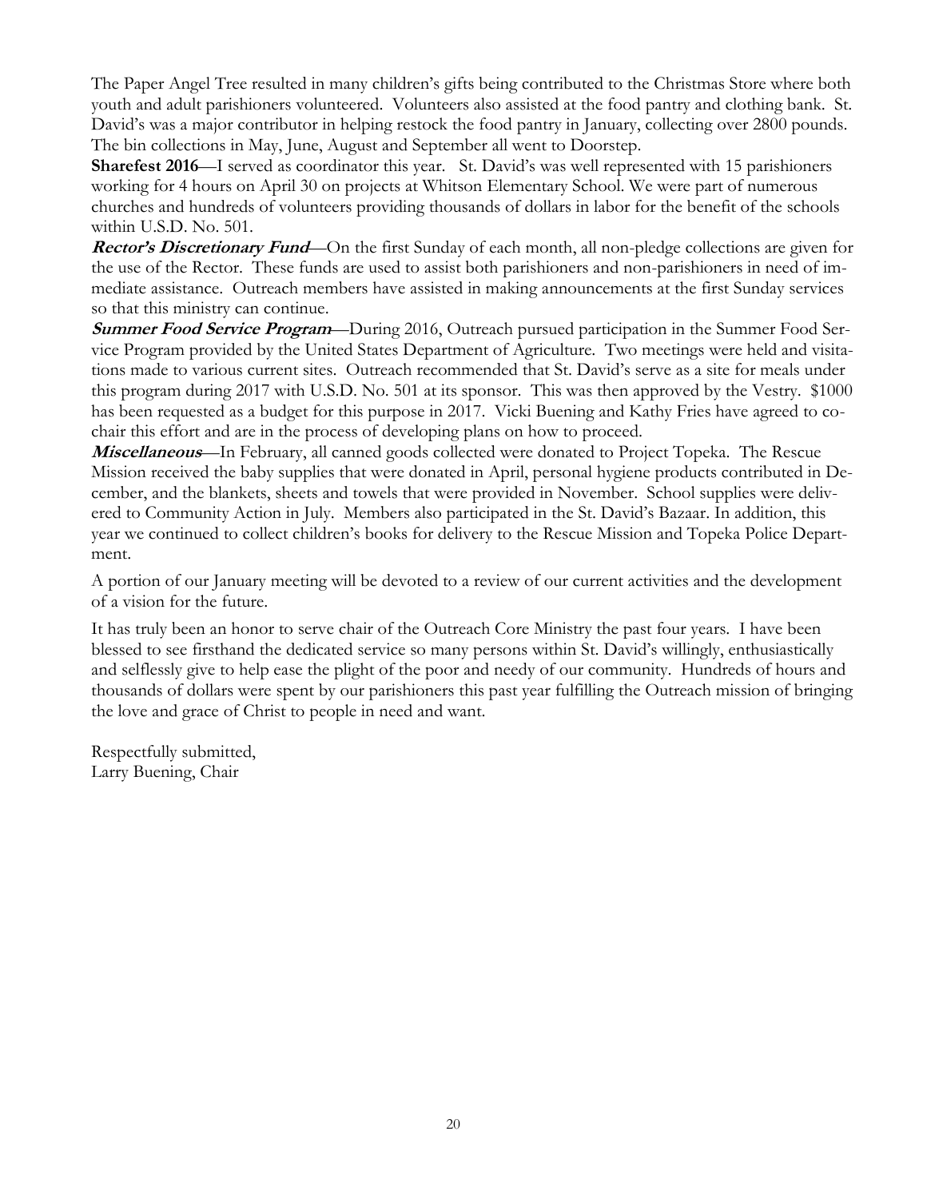The Paper Angel Tree resulted in many children's gifts being contributed to the Christmas Store where both youth and adult parishioners volunteered. Volunteers also assisted at the food pantry and clothing bank. St. David's was a major contributor in helping restock the food pantry in January, collecting over 2800 pounds. The bin collections in May, June, August and September all went to Doorstep.

**Sharefest 2016**—I served as coordinator this year. St. David's was well represented with 15 parishioners working for 4 hours on April 30 on projects at Whitson Elementary School. We were part of numerous churches and hundreds of volunteers providing thousands of dollars in labor for the benefit of the schools within U.S.D. No. 501.

***Rector's Discretionary Fund***—On the first Sunday of each month, all non-pledge collections are given for the use of the Rector. These funds are used to assist both parishioners and non-parishioners in need of immediate assistance. Outreach members have assisted in making announcements at the first Sunday services so that this ministry can continue.

***Summer Food Service Program***—During 2016, Outreach pursued participation in the Summer Food Service Program provided by the United States Department of Agriculture. Two meetings were held and visitations made to various current sites. Outreach recommended that St. David's serve as a site for meals under this program during 2017 with U.S.D. No. 501 at its sponsor. This was then approved by the Vestry. $1000 has been requested as a budget for this purpose in 2017. Vicki Buening and Kathy Fries have agreed to co-chair this effort and are in the process of developing plans on how to proceed.

***Miscellaneous***—In February, all canned goods collected were donated to Project Topeka. The Rescue Mission received the baby supplies that were donated in April, personal hygiene products contributed in December, and the blankets, sheets and towels that were provided in November. School supplies were delivered to Community Action in July. Members also participated in the St. David's Bazaar. In addition, this year we continued to collect children's books for delivery to the Rescue Mission and Topeka Police Department.

A portion of our January meeting will be devoted to a review of our current activities and the development of a vision for the future.

It has truly been an honor to serve chair of the Outreach Core Ministry the past four years. I have been blessed to see firsthand the dedicated service so many persons within St. David's willingly, enthusiastically and selflessly give to help ease the plight of the poor and needy of our community. Hundreds of hours and thousands of dollars were spent by our parishioners this past year fulfilling the Outreach mission of bringing the love and grace of Christ to people in need and want.

Respectfully submitted,
Larry Buening, Chair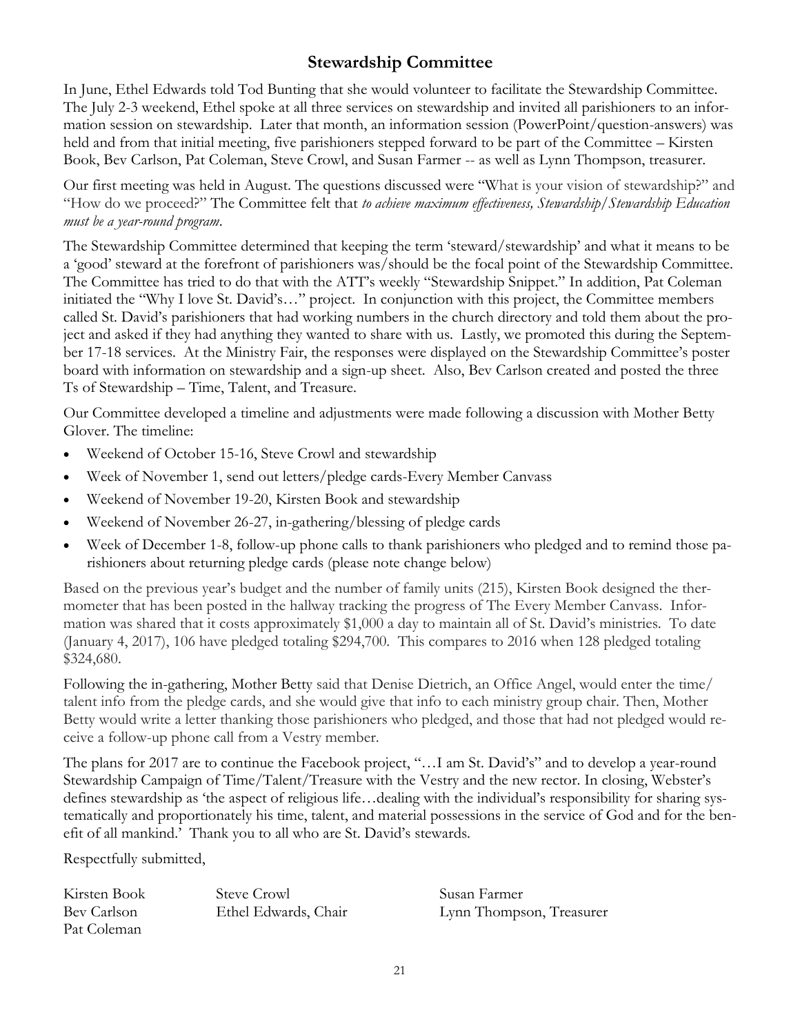## Stewardship Committee

In June, Ethel Edwards told Tod Bunting that she would volunteer to facilitate the Stewardship Committee. The July 2-3 weekend, Ethel spoke at all three services on stewardship and invited all parishioners to an information session on stewardship. Later that month, an information session (PowerPoint/question-answers) was held and from that initial meeting, five parishioners stepped forward to be part of the Committee – Kirsten Book, Bev Carlson, Pat Coleman, Steve Crowl, and Susan Farmer -- as well as Lynn Thompson, treasurer.

Our first meeting was held in August. The questions discussed were "What is your vision of stewardship?" and "How do we proceed?" The Committee felt that *to achieve maximum effectiveness, Stewardship/Stewardship Education must be a year-round program*.

The Stewardship Committee determined that keeping the term 'steward/stewardship' and what it means to be a 'good' steward at the forefront of parishioners was/should be the focal point of the Stewardship Committee. The Committee has tried to do that with the ATT's weekly "Stewardship Snippet." In addition, Pat Coleman initiated the "Why I love St. David's…" project. In conjunction with this project, the Committee members called St. David's parishioners that had working numbers in the church directory and told them about the project and asked if they had anything they wanted to share with us. Lastly, we promoted this during the September 17-18 services. At the Ministry Fair, the responses were displayed on the Stewardship Committee's poster board with information on stewardship and a sign-up sheet. Also, Bev Carlson created and posted the three Ts of Stewardship – Time, Talent, and Treasure.

Our Committee developed a timeline and adjustments were made following a discussion with Mother Betty Glover. The timeline:

- Weekend of October 15-16, Steve Crowl and stewardship
- Week of November 1, send out letters/pledge cards-Every Member Canvass
- Weekend of November 19-20, Kirsten Book and stewardship
- Weekend of November 26-27, in-gathering/blessing of pledge cards
- Week of December 1-8, follow-up phone calls to thank parishioners who pledged and to remind those parishioners about returning pledge cards (please note change below)

Based on the previous year's budget and the number of family units (215), Kirsten Book designed the thermometer that has been posted in the hallway tracking the progress of The Every Member Canvass. Information was shared that it costs approximately $1,000 a day to maintain all of St. David's ministries. To date (January 4, 2017), 106 have pledged totaling $294,700. This compares to 2016 when 128 pledged totaling $324,680.

Following the in-gathering, Mother Betty said that Denise Dietrich, an Office Angel, would enter the time/talent info from the pledge cards, and she would give that info to each ministry group chair. Then, Mother Betty would write a letter thanking those parishioners who pledged, and those that had not pledged would receive a follow-up phone call from a Vestry member.

The plans for 2017 are to continue the Facebook project, "…I am St. David's" and to develop a year-round Stewardship Campaign of Time/Talent/Treasure with the Vestry and the new rector. In closing, Webster's defines stewardship as 'the aspect of religious life…dealing with the individual's responsibility for sharing systematically and proportionately his time, talent, and material possessions in the service of God and for the benefit of all mankind.' Thank you to all who are St. David's stewards.

Respectfully submitted,

Kirsten Book
Bev Carlson
Pat Coleman
Steve Crowl
Ethel Edwards, Chair
Susan Farmer
Lynn Thompson, Treasurer